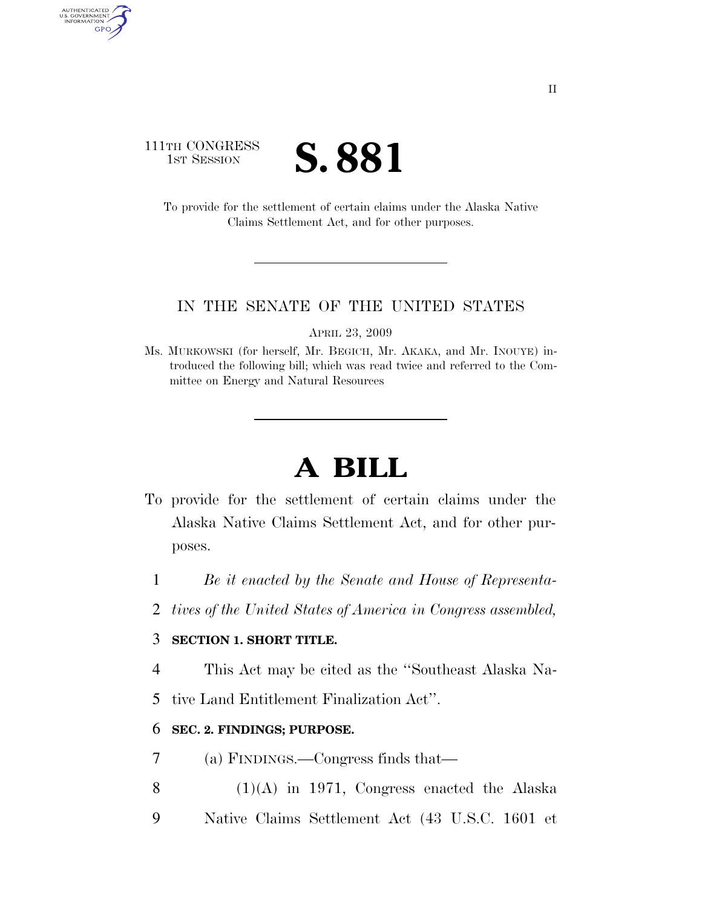111TH CONGRESS
1ST SESSION

# S. 881

To provide for the settlement of certain claims under the Alaska Native Claims Settlement Act, and for other purposes.

IN THE SENATE OF THE UNITED STATES

APRIL 23, 2009

Ms. MURKOWSKI (for herself, Mr. BEGICH, Mr. AKAKA, and Mr. INOUYE) introduced the following bill; which was read twice and referred to the Committee on Energy and Natural Resources

# A BILL

To provide for the settlement of certain claims under the Alaska Native Claims Settlement Act, and for other purposes.

1 *Be it enacted by the Senate and House of Representa-*
2 *tives of the United States of America in Congress assembled,*

3 **SECTION 1. SHORT TITLE.**

4 This Act may be cited as the ''Southeast Alaska Na-
5 tive Land Entitlement Finalization Act''.

6 **SEC. 2. FINDINGS; PURPOSE.**

7 (a) FINDINGS.—Congress finds that—

8 (1)(A) in 1971, Congress enacted the Alaska
9 Native Claims Settlement Act (43 U.S.C. 1601 et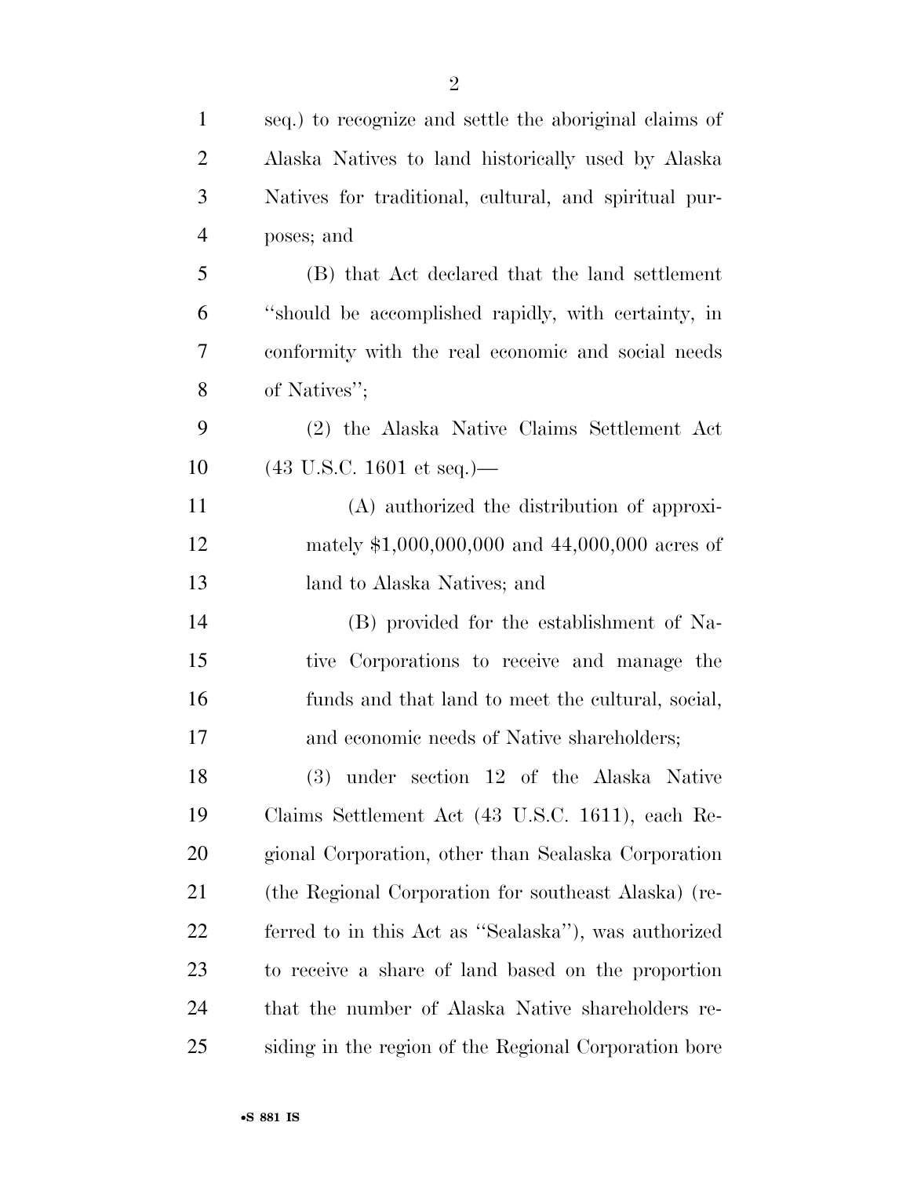seq.) to recognize and settle the aboriginal claims of Alaska Natives to land historically used by Alaska Natives for traditional, cultural, and spiritual purposes; and

(B) that Act declared that the land settlement "should be accomplished rapidly, with certainty, in conformity with the real economic and social needs of Natives";

(2) the Alaska Native Claims Settlement Act (43 U.S.C. 1601 et seq.)—

(A) authorized the distribution of approximately $1,000,000,000 and 44,000,000 acres of land to Alaska Natives; and

(B) provided for the establishment of Native Corporations to receive and manage the funds and that land to meet the cultural, social, and economic needs of Native shareholders;

(3) under section 12 of the Alaska Native Claims Settlement Act (43 U.S.C. 1611), each Regional Corporation, other than Sealaska Corporation (the Regional Corporation for southeast Alaska) (referred to in this Act as "Sealaska"), was authorized to receive a share of land based on the proportion that the number of Alaska Native shareholders residing in the region of the Regional Corporation bore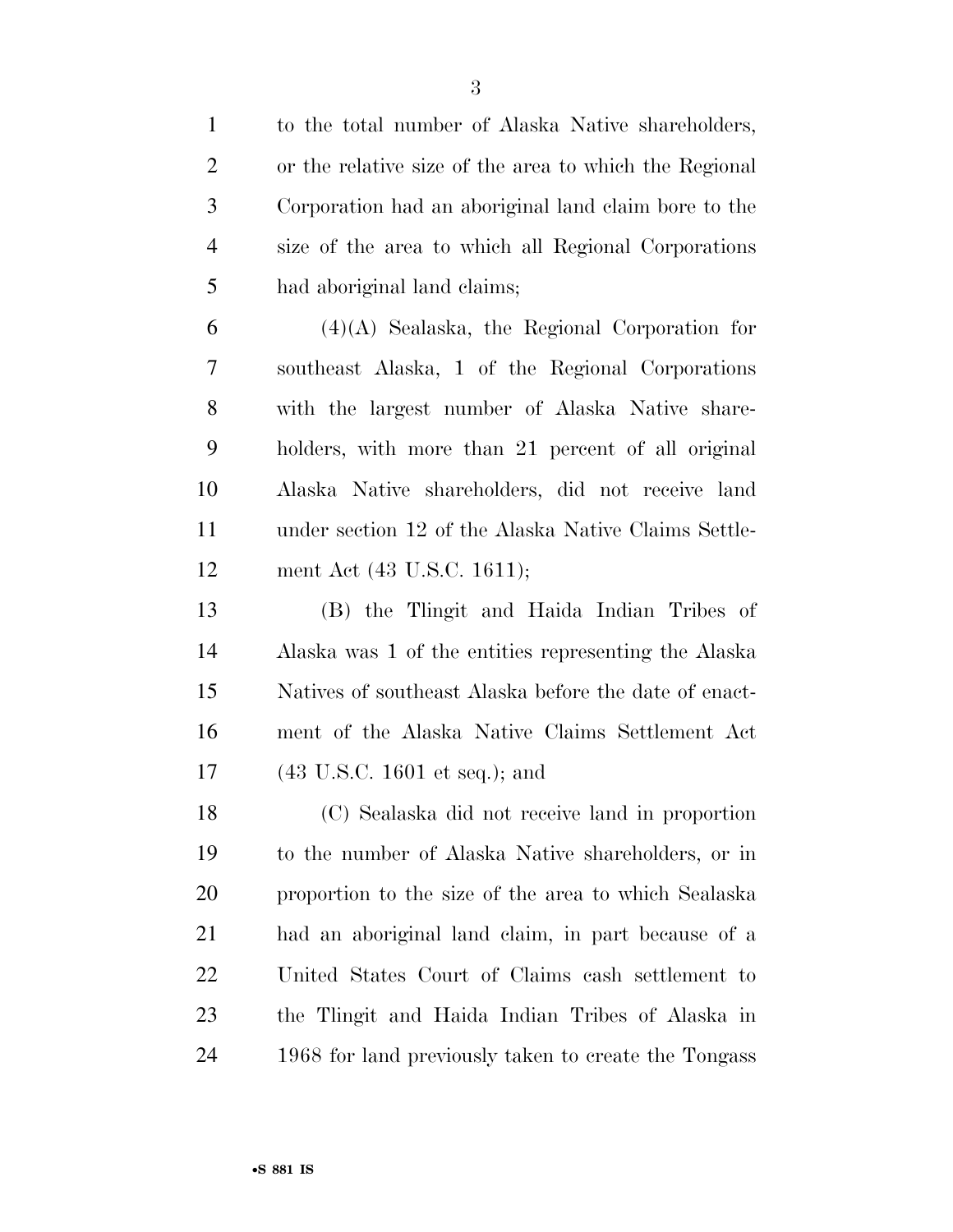to the total number of Alaska Native shareholders, or the relative size of the area to which the Regional Corporation had an aboriginal land claim bore to the size of the area to which all Regional Corporations had aboriginal land claims;

(4)(A) Sealaska, the Regional Corporation for southeast Alaska, 1 of the Regional Corporations with the largest number of Alaska Native shareholders, with more than 21 percent of all original Alaska Native shareholders, did not receive land under section 12 of the Alaska Native Claims Settlement Act (43 U.S.C. 1611);

(B) the Tlingit and Haida Indian Tribes of Alaska was 1 of the entities representing the Alaska Natives of southeast Alaska before the date of enactment of the Alaska Native Claims Settlement Act (43 U.S.C. 1601 et seq.); and

(C) Sealaska did not receive land in proportion to the number of Alaska Native shareholders, or in proportion to the size of the area to which Sealaska had an aboriginal land claim, in part because of a United States Court of Claims cash settlement to the Tlingit and Haida Indian Tribes of Alaska in 1968 for land previously taken to create the Tongass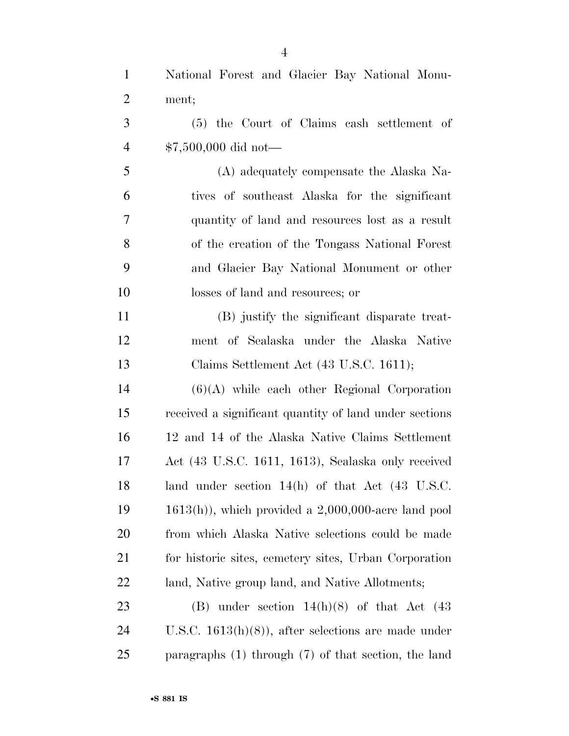National Forest and Glacier Bay National Monument;

(5) the Court of Claims cash settlement of $7,500,000 did not—

(A) adequately compensate the Alaska Natives of southeast Alaska for the significant quantity of land and resources lost as a result of the creation of the Tongass National Forest and Glacier Bay National Monument or other losses of land and resources; or

(B) justify the significant disparate treatment of Sealaska under the Alaska Native Claims Settlement Act (43 U.S.C. 1611);

(6)(A) while each other Regional Corporation received a significant quantity of land under sections 12 and 14 of the Alaska Native Claims Settlement Act (43 U.S.C. 1611, 1613), Sealaska only received land under section 14(h) of that Act (43 U.S.C. 1613(h)), which provided a 2,000,000-acre land pool from which Alaska Native selections could be made for historic sites, cemetery sites, Urban Corporation land, Native group land, and Native Allotments;

(B) under section 14(h)(8) of that Act (43 U.S.C. 1613(h)(8)), after selections are made under paragraphs (1) through (7) of that section, the land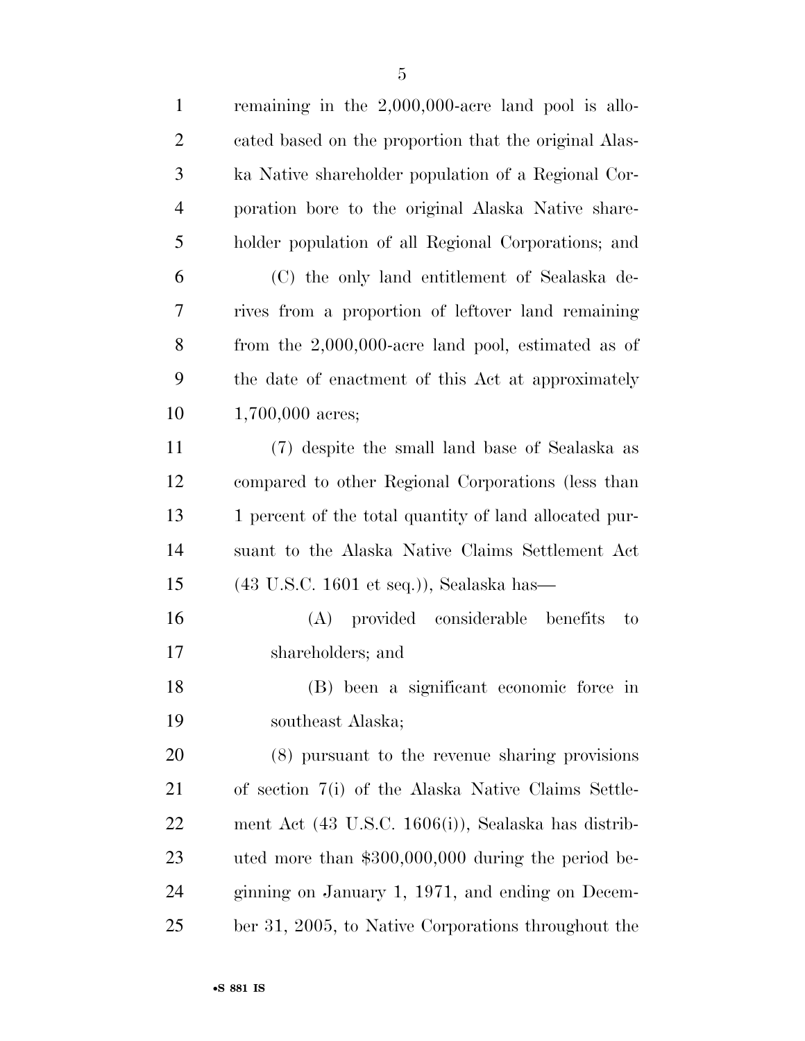remaining in the 2,000,000-acre land pool is allocated based on the proportion that the original Alaska Native shareholder population of a Regional Corporation bore to the original Alaska Native shareholder population of all Regional Corporations; and

(C) the only land entitlement of Sealaska derives from a proportion of leftover land remaining from the 2,000,000-acre land pool, estimated as of the date of enactment of this Act at approximately 1,700,000 acres;

(7) despite the small land base of Sealaska as compared to other Regional Corporations (less than 1 percent of the total quantity of land allocated pursuant to the Alaska Native Claims Settlement Act (43 U.S.C. 1601 et seq.)), Sealaska has—

(A) provided considerable benefits to shareholders; and

(B) been a significant economic force in southeast Alaska;

(8) pursuant to the revenue sharing provisions of section 7(i) of the Alaska Native Claims Settlement Act (43 U.S.C. 1606(i)), Sealaska has distributed more than $300,000,000 during the period beginning on January 1, 1971, and ending on December 31, 2005, to Native Corporations throughout the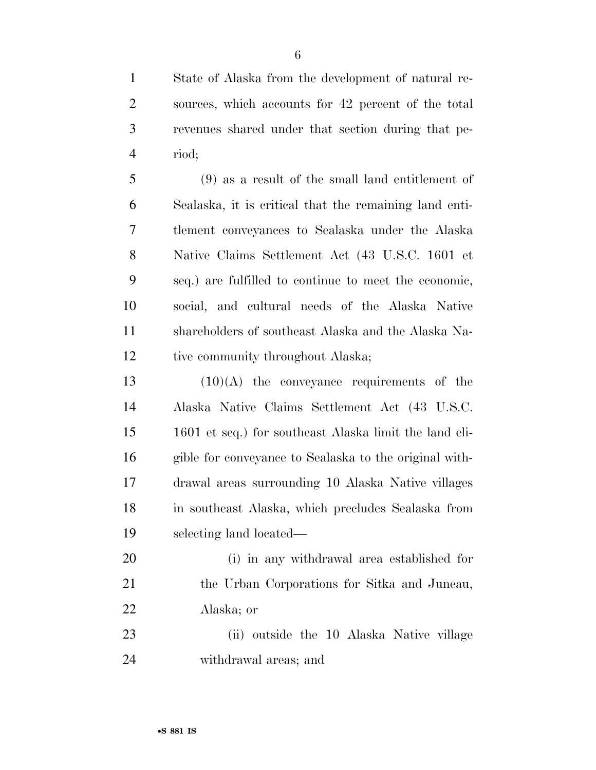State of Alaska from the development of natural resources, which accounts for 42 percent of the total revenues shared under that section during that period;

(9) as a result of the small land entitlement of Sealaska, it is critical that the remaining land entitlement conveyances to Sealaska under the Alaska Native Claims Settlement Act (43 U.S.C. 1601 et seq.) are fulfilled to continue to meet the economic, social, and cultural needs of the Alaska Native shareholders of southeast Alaska and the Alaska Native community throughout Alaska;

(10)(A) the conveyance requirements of the Alaska Native Claims Settlement Act (43 U.S.C. 1601 et seq.) for southeast Alaska limit the land eligible for conveyance to Sealaska to the original withdrawal areas surrounding 10 Alaska Native villages in southeast Alaska, which precludes Sealaska from selecting land located—

(i) in any withdrawal area established for the Urban Corporations for Sitka and Juneau, Alaska; or

(ii) outside the 10 Alaska Native village withdrawal areas; and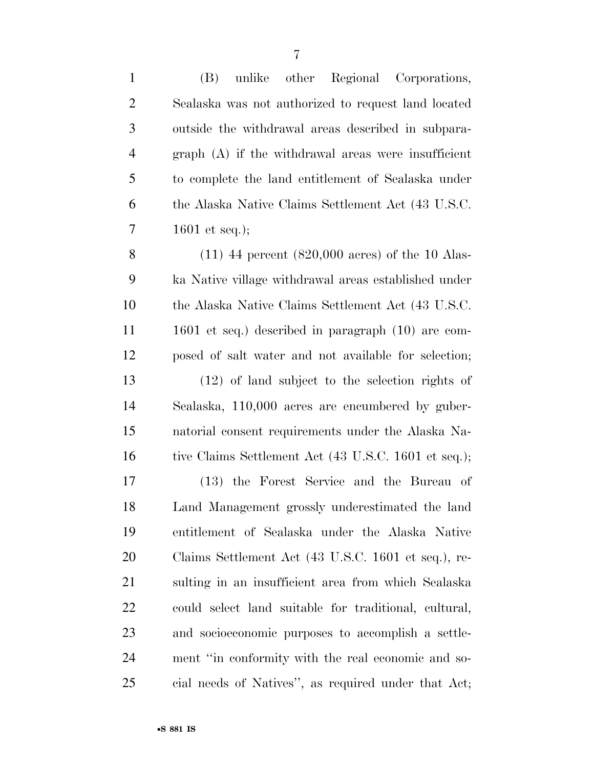(B) unlike other Regional Corporations, Sealaska was not authorized to request land located outside the withdrawal areas described in subparagraph (A) if the withdrawal areas were insufficient to complete the land entitlement of Sealaska under the Alaska Native Claims Settlement Act (43 U.S.C. 1601 et seq.);

(11) 44 percent (820,000 acres) of the 10 Alaska Native village withdrawal areas established under the Alaska Native Claims Settlement Act (43 U.S.C. 1601 et seq.) described in paragraph (10) are composed of salt water and not available for selection;

(12) of land subject to the selection rights of Sealaska, 110,000 acres are encumbered by gubernatorial consent requirements under the Alaska Native Claims Settlement Act (43 U.S.C. 1601 et seq.);

(13) the Forest Service and the Bureau of Land Management grossly underestimated the land entitlement of Sealaska under the Alaska Native Claims Settlement Act (43 U.S.C. 1601 et seq.), resulting in an insufficient area from which Sealaska could select land suitable for traditional, cultural, and socioeconomic purposes to accomplish a settlement "in conformity with the real economic and social needs of Natives", as required under that Act;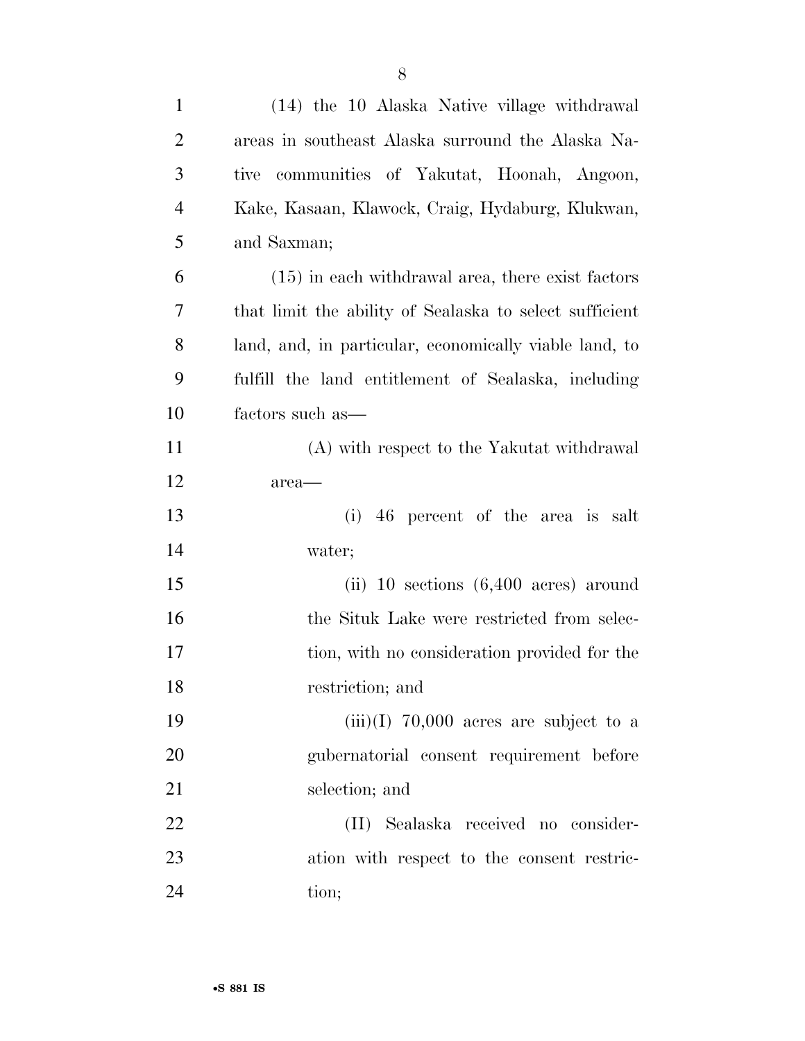(14) the 10 Alaska Native village withdrawal areas in southeast Alaska surround the Alaska Native communities of Yakutat, Hoonah, Angoon, Kake, Kasaan, Klawock, Craig, Hydaburg, Klukwan, and Saxman;

(15) in each withdrawal area, there exist factors that limit the ability of Sealaska to select sufficient land, and, in particular, economically viable land, to fulfill the land entitlement of Sealaska, including factors such as—

(A) with respect to the Yakutat withdrawal area—

(i) 46 percent of the area is salt water;

(ii) 10 sections (6,400 acres) around the Situk Lake were restricted from selection, with no consideration provided for the restriction; and

(iii)(I) 70,000 acres are subject to a gubernatorial consent requirement before selection; and

(II) Sealaska received no consideration with respect to the consent restriction;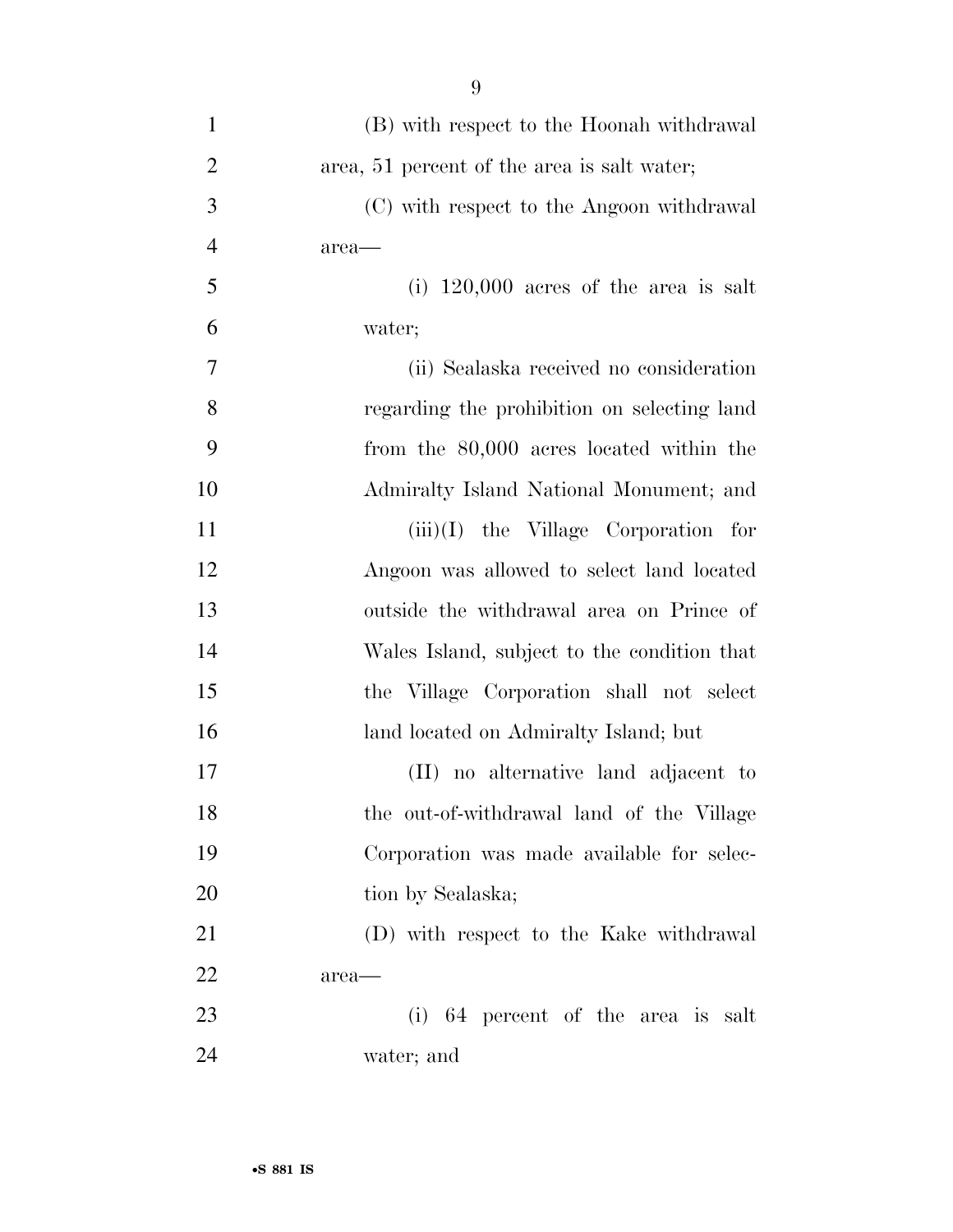(B) with respect to the Hoonah withdrawal area, 51 percent of the area is salt water;

(C) with respect to the Angoon withdrawal area—

(i) 120,000 acres of the area is salt water;

(ii) Sealaska received no consideration regarding the prohibition on selecting land from the 80,000 acres located within the Admiralty Island National Monument; and

(iii)(I) the Village Corporation for Angoon was allowed to select land located outside the withdrawal area on Prince of Wales Island, subject to the condition that the Village Corporation shall not select land located on Admiralty Island; but

(II) no alternative land adjacent to the out-of-withdrawal land of the Village Corporation was made available for selection by Sealaska;

(D) with respect to the Kake withdrawal area—

(i) 64 percent of the area is salt water; and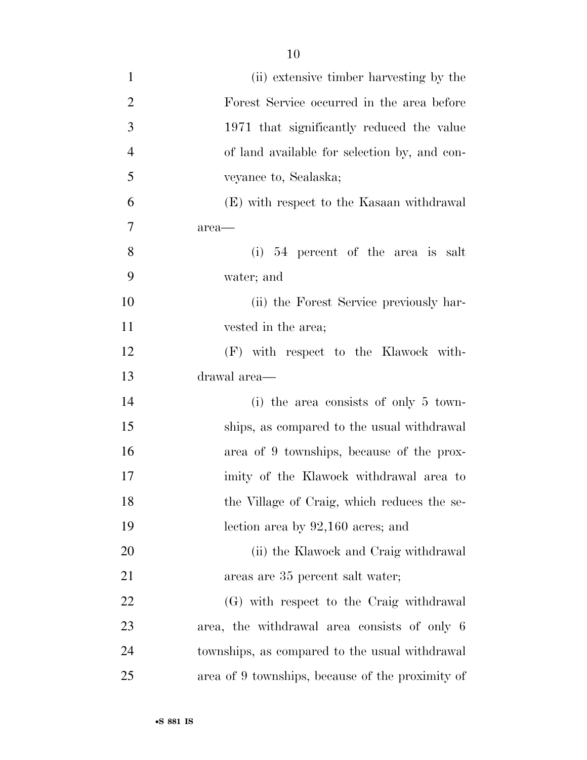(ii) extensive timber harvesting by the Forest Service occurred in the area before 1971 that significantly reduced the value of land available for selection by, and conveyance to, Sealaska;

(E) with respect to the Kasaan withdrawal area—

(i) 54 percent of the area is salt water; and

(ii) the Forest Service previously harvested in the area;

(F) with respect to the Klawock withdrawal area—

(i) the area consists of only 5 townships, as compared to the usual withdrawal area of 9 townships, because of the proximity of the Klawock withdrawal area to the Village of Craig, which reduces the selection area by 92,160 acres; and

(ii) the Klawock and Craig withdrawal areas are 35 percent salt water;

(G) with respect to the Craig withdrawal area, the withdrawal area consists of only 6 townships, as compared to the usual withdrawal area of 9 townships, because of the proximity of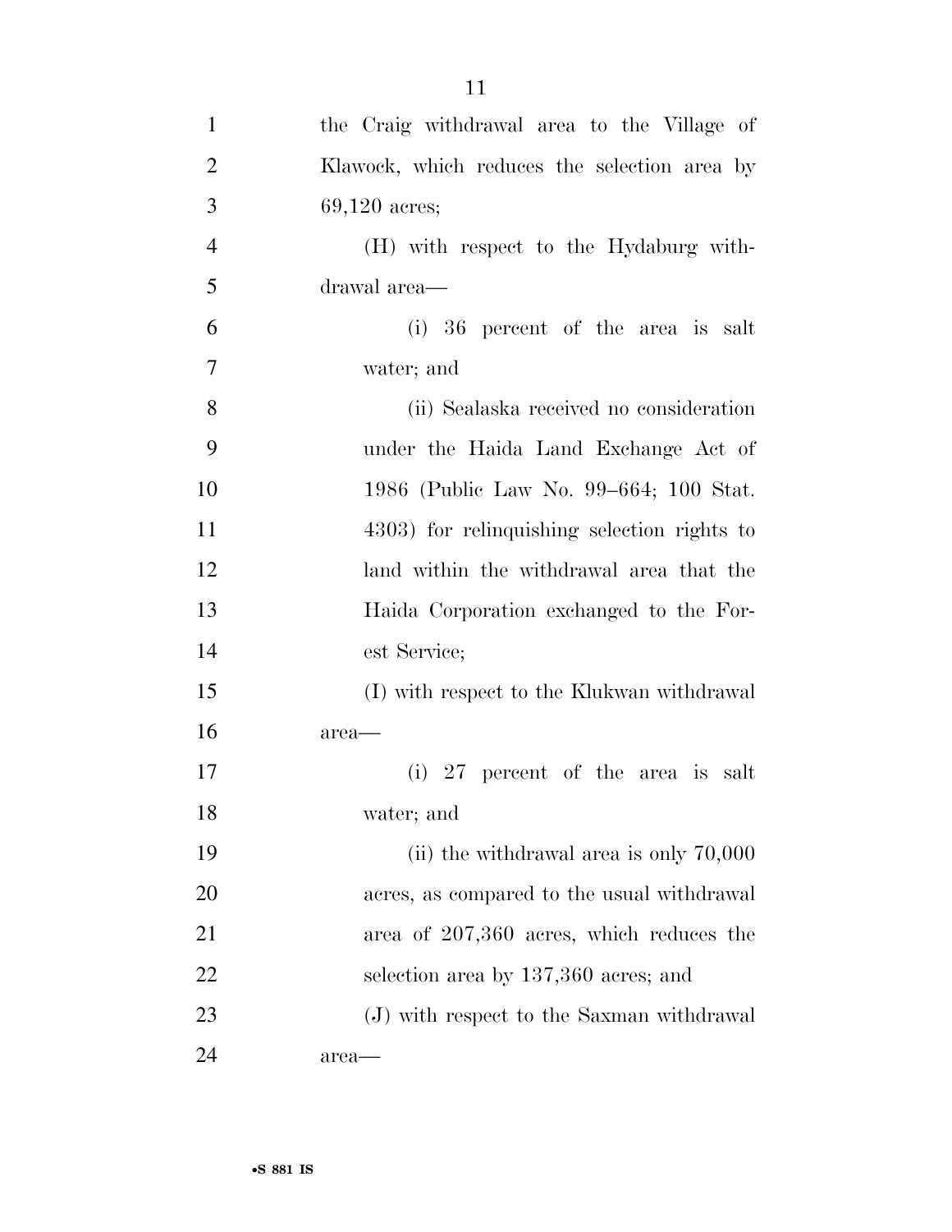the Craig withdrawal area to the Village of Klawock, which reduces the selection area by 69,120 acres;

(H) with respect to the Hydaburg withdrawal area—

(i) 36 percent of the area is salt water; and

(ii) Sealaska received no consideration under the Haida Land Exchange Act of 1986 (Public Law No. 99–664; 100 Stat. 4303) for relinquishing selection rights to land within the withdrawal area that the Haida Corporation exchanged to the Forest Service;

(I) with respect to the Klukwan withdrawal area—

(i) 27 percent of the area is salt water; and

(ii) the withdrawal area is only 70,000 acres, as compared to the usual withdrawal area of 207,360 acres, which reduces the selection area by 137,360 acres; and

(J) with respect to the Saxman withdrawal area—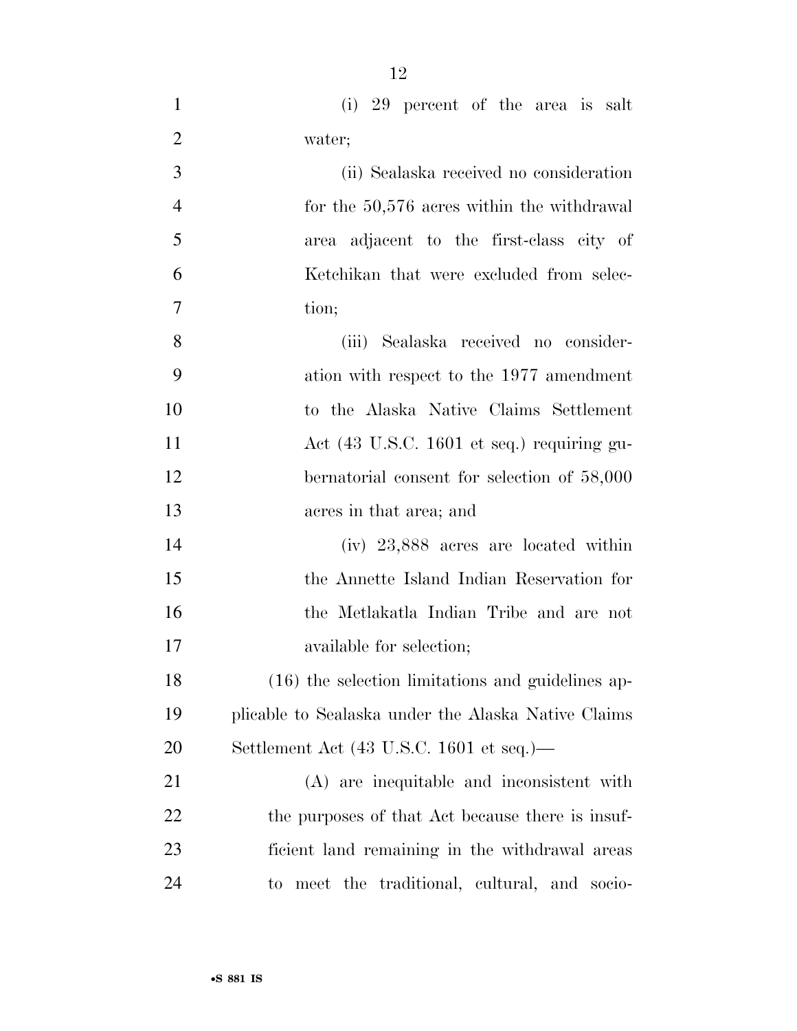(i) 29 percent of the area is salt water;

(ii) Sealaska received no consideration for the 50,576 acres within the withdrawal area adjacent to the first-class city of Ketchikan that were excluded from selection;

(iii) Sealaska received no consideration with respect to the 1977 amendment to the Alaska Native Claims Settlement Act (43 U.S.C. 1601 et seq.) requiring gubernatorial consent for selection of 58,000 acres in that area; and

(iv) 23,888 acres are located within the Annette Island Indian Reservation for the Metlakatla Indian Tribe and are not available for selection;

(16) the selection limitations and guidelines applicable to Sealaska under the Alaska Native Claims Settlement Act (43 U.S.C. 1601 et seq.)—

(A) are inequitable and inconsistent with the purposes of that Act because there is insufficient land remaining in the withdrawal areas to meet the traditional, cultural, and socio-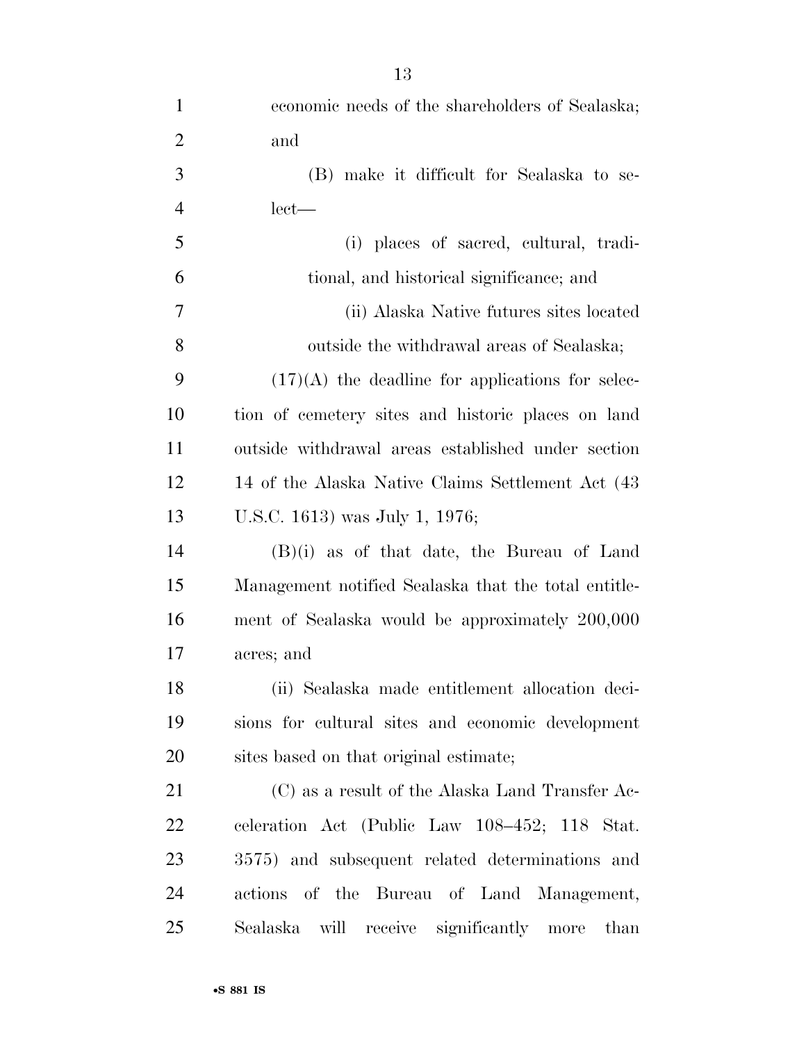economic needs of the shareholders of Sealaska; and

(B) make it difficult for Sealaska to select—

(i) places of sacred, cultural, traditional, and historical significance; and

(ii) Alaska Native futures sites located outside the withdrawal areas of Sealaska;

(17)(A) the deadline for applications for selection of cemetery sites and historic places on land outside withdrawal areas established under section 14 of the Alaska Native Claims Settlement Act (43 U.S.C. 1613) was July 1, 1976;

(B)(i) as of that date, the Bureau of Land Management notified Sealaska that the total entitlement of Sealaska would be approximately 200,000 acres; and

(ii) Sealaska made entitlement allocation decisions for cultural sites and economic development sites based on that original estimate;

(C) as a result of the Alaska Land Transfer Acceleration Act (Public Law 108–452; 118 Stat. 3575) and subsequent related determinations and actions of the Bureau of Land Management, Sealaska will receive significantly more than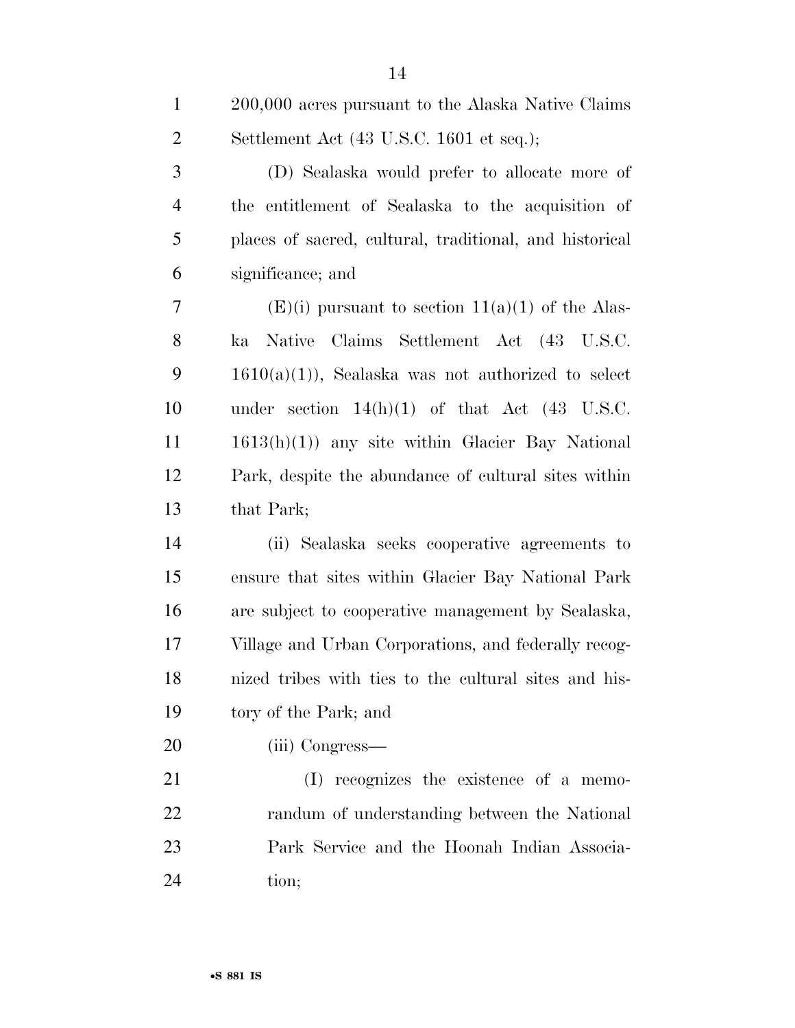200,000 acres pursuant to the Alaska Native Claims Settlement Act (43 U.S.C. 1601 et seq.);

(D) Sealaska would prefer to allocate more of the entitlement of Sealaska to the acquisition of places of sacred, cultural, traditional, and historical significance; and

(E)(i) pursuant to section 11(a)(1) of the Alaska Native Claims Settlement Act (43 U.S.C. 1610(a)(1)), Sealaska was not authorized to select under section 14(h)(1) of that Act (43 U.S.C. 1613(h)(1)) any site within Glacier Bay National Park, despite the abundance of cultural sites within that Park;

(ii) Sealaska seeks cooperative agreements to ensure that sites within Glacier Bay National Park are subject to cooperative management by Sealaska, Village and Urban Corporations, and federally recognized tribes with ties to the cultural sites and history of the Park; and

(iii) Congress—

(I) recognizes the existence of a memorandum of understanding between the National Park Service and the Hoonah Indian Association;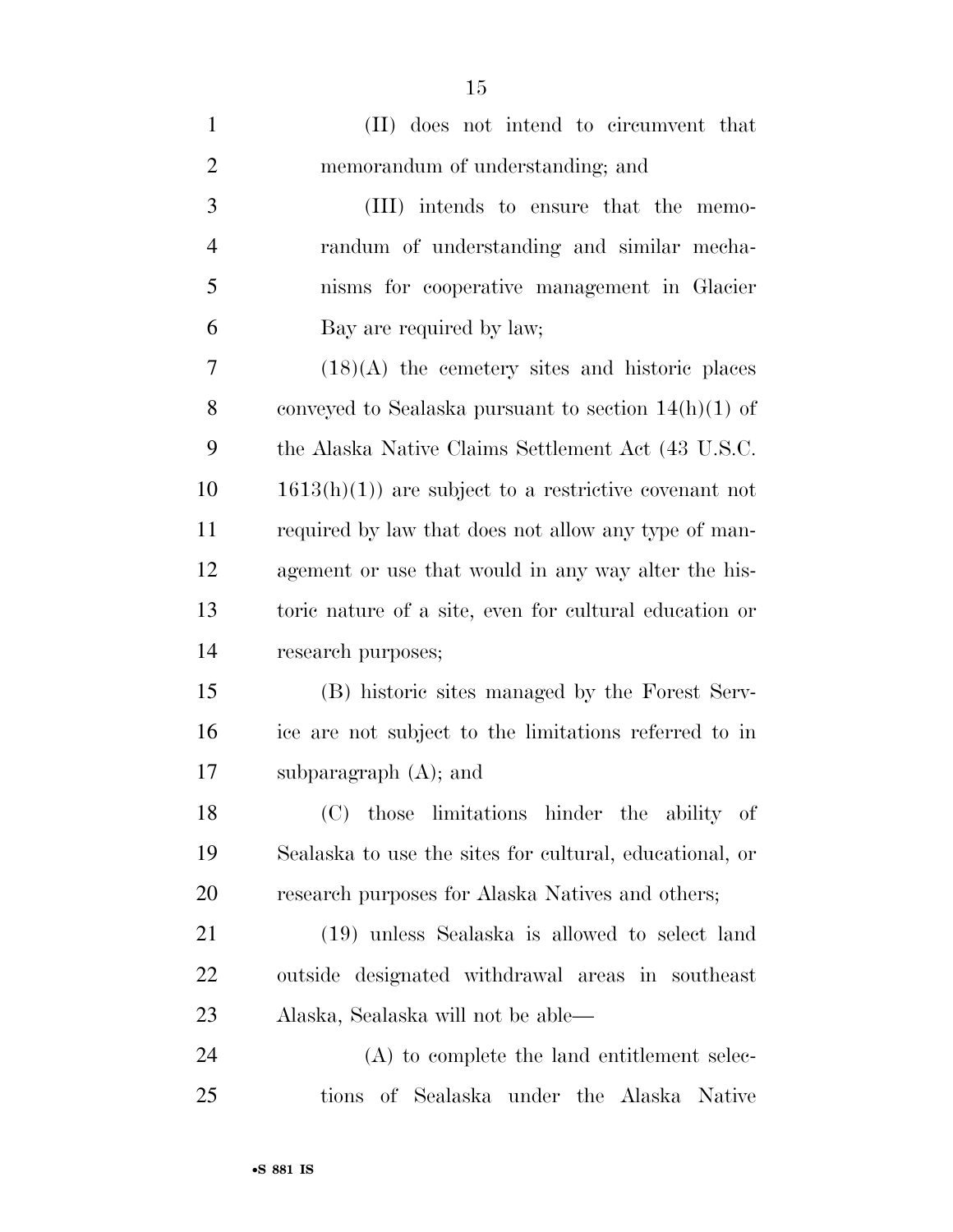(II) does not intend to circumvent that memorandum of understanding; and

(III) intends to ensure that the memorandum of understanding and similar mechanisms for cooperative management in Glacier Bay are required by law;

(18)(A) the cemetery sites and historic places conveyed to Sealaska pursuant to section 14(h)(1) of the Alaska Native Claims Settlement Act (43 U.S.C. 1613(h)(1)) are subject to a restrictive covenant not required by law that does not allow any type of management or use that would in any way alter the historic nature of a site, even for cultural education or research purposes;

(B) historic sites managed by the Forest Service are not subject to the limitations referred to in subparagraph (A); and

(C) those limitations hinder the ability of Sealaska to use the sites for cultural, educational, or research purposes for Alaska Natives and others;

(19) unless Sealaska is allowed to select land outside designated withdrawal areas in southeast Alaska, Sealaska will not be able—

(A) to complete the land entitlement selections of Sealaska under the Alaska Native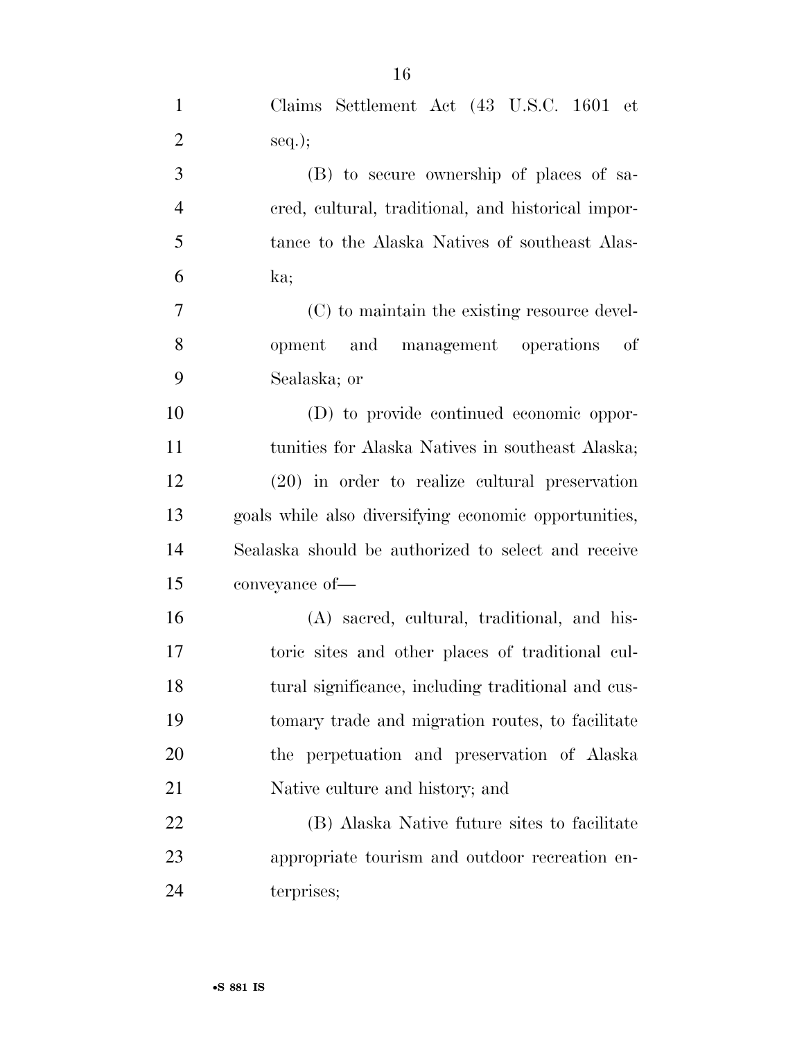Claims Settlement Act (43 U.S.C. 1601 et seq.);

(B) to secure ownership of places of sacred, cultural, traditional, and historical importance to the Alaska Natives of southeast Alaska;

(C) to maintain the existing resource development and management operations of Sealaska; or

(D) to provide continued economic opportunities for Alaska Natives in southeast Alaska;

(20) in order to realize cultural preservation goals while also diversifying economic opportunities, Sealaska should be authorized to select and receive conveyance of—

(A) sacred, cultural, traditional, and historic sites and other places of traditional cultural significance, including traditional and customary trade and migration routes, to facilitate the perpetuation and preservation of Alaska Native culture and history; and

(B) Alaska Native future sites to facilitate appropriate tourism and outdoor recreation enterprises;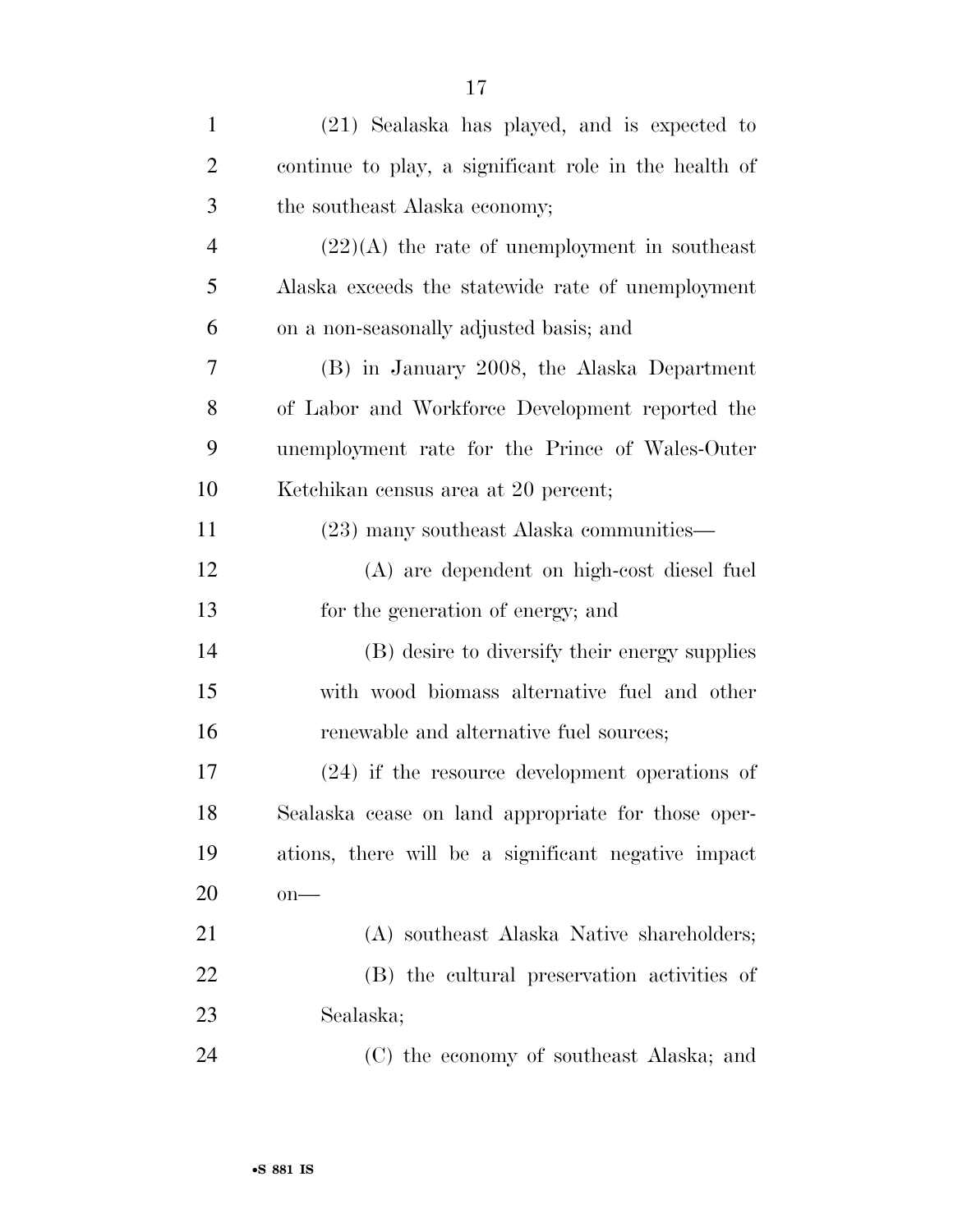(21) Sealaska has played, and is expected to continue to play, a significant role in the health of the southeast Alaska economy;

(22)(A) the rate of unemployment in southeast Alaska exceeds the statewide rate of unemployment on a non-seasonally adjusted basis; and

(B) in January 2008, the Alaska Department of Labor and Workforce Development reported the unemployment rate for the Prince of Wales-Outer Ketchikan census area at 20 percent;

(23) many southeast Alaska communities—

(A) are dependent on high-cost diesel fuel for the generation of energy; and

(B) desire to diversify their energy supplies with wood biomass alternative fuel and other renewable and alternative fuel sources;

(24) if the resource development operations of Sealaska cease on land appropriate for those operations, there will be a significant negative impact on—

(A) southeast Alaska Native shareholders;

(B) the cultural preservation activities of Sealaska;

(C) the economy of southeast Alaska; and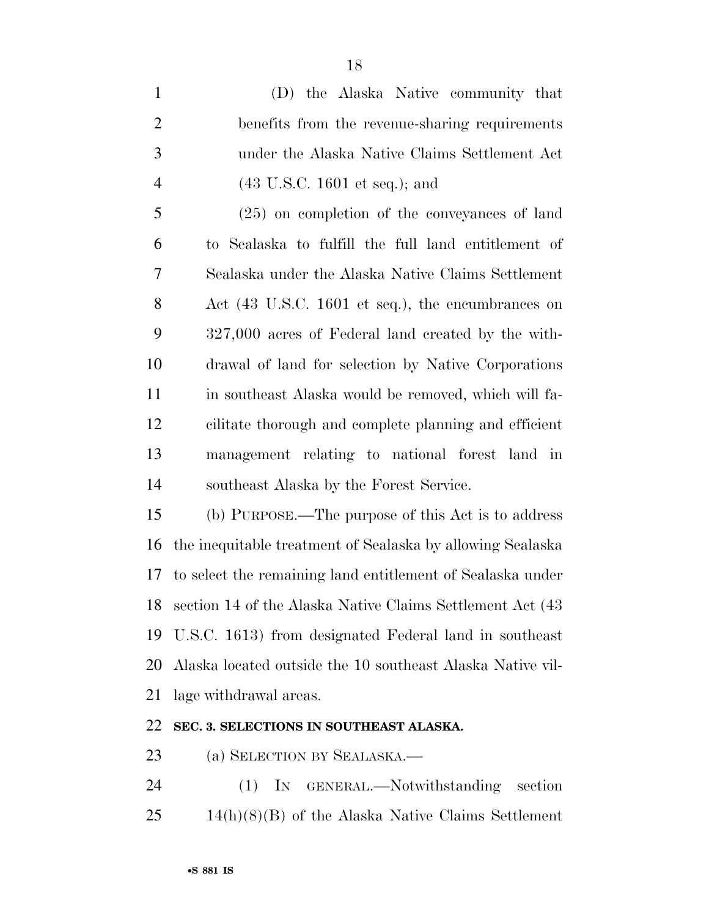(D) the Alaska Native community that benefits from the revenue-sharing requirements under the Alaska Native Claims Settlement Act (43 U.S.C. 1601 et seq.); and

(25) on completion of the conveyances of land to Sealaska to fulfill the full land entitlement of Sealaska under the Alaska Native Claims Settlement Act (43 U.S.C. 1601 et seq.), the encumbrances on 327,000 acres of Federal land created by the withdrawal of land for selection by Native Corporations in southeast Alaska would be removed, which will facilitate thorough and complete planning and efficient management relating to national forest land in southeast Alaska by the Forest Service.

(b) PURPOSE.—The purpose of this Act is to address the inequitable treatment of Sealaska by allowing Sealaska to select the remaining land entitlement of Sealaska under section 14 of the Alaska Native Claims Settlement Act (43 U.S.C. 1613) from designated Federal land in southeast Alaska located outside the 10 southeast Alaska Native village withdrawal areas.

## SEC. 3. SELECTIONS IN SOUTHEAST ALASKA.

(a) SELECTION BY SEALASKA.—

(1) IN GENERAL.—Notwithstanding section 14(h)(8)(B) of the Alaska Native Claims Settlement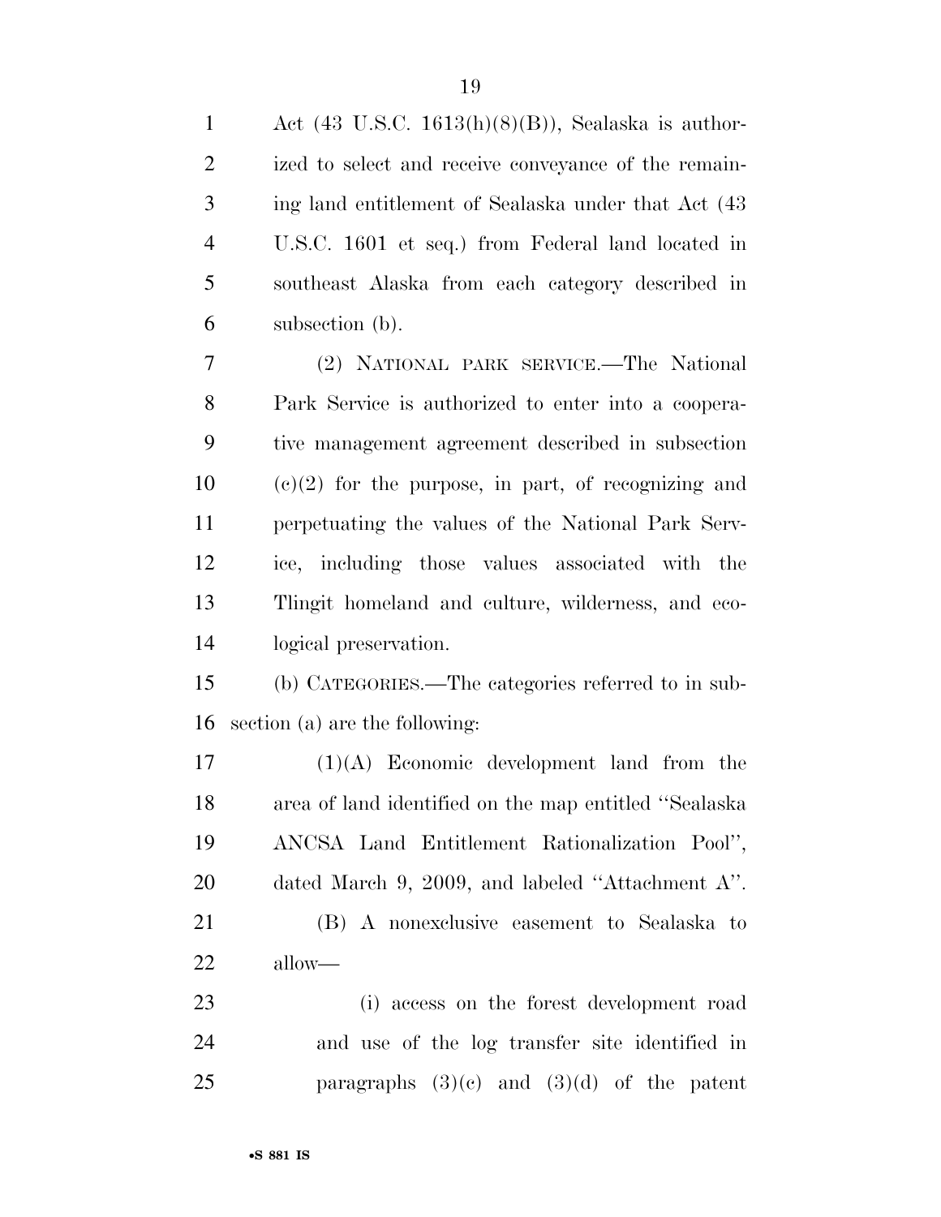Act (43 U.S.C. 1613(h)(8)(B)), Sealaska is authorized to select and receive conveyance of the remaining land entitlement of Sealaska under that Act (43 U.S.C. 1601 et seq.) from Federal land located in southeast Alaska from each category described in subsection (b).

(2) NATIONAL PARK SERVICE.—The National Park Service is authorized to enter into a cooperative management agreement described in subsection (c)(2) for the purpose, in part, of recognizing and perpetuating the values of the National Park Service, including those values associated with the Tlingit homeland and culture, wilderness, and ecological preservation.

(b) CATEGORIES.—The categories referred to in subsection (a) are the following:

(1)(A) Economic development land from the area of land identified on the map entitled ''Sealaska ANCSA Land Entitlement Rationalization Pool'', dated March 9, 2009, and labeled ''Attachment A''.

(B) A nonexclusive easement to Sealaska to allow—

(i) access on the forest development road and use of the log transfer site identified in paragraphs (3)(c) and (3)(d) of the patent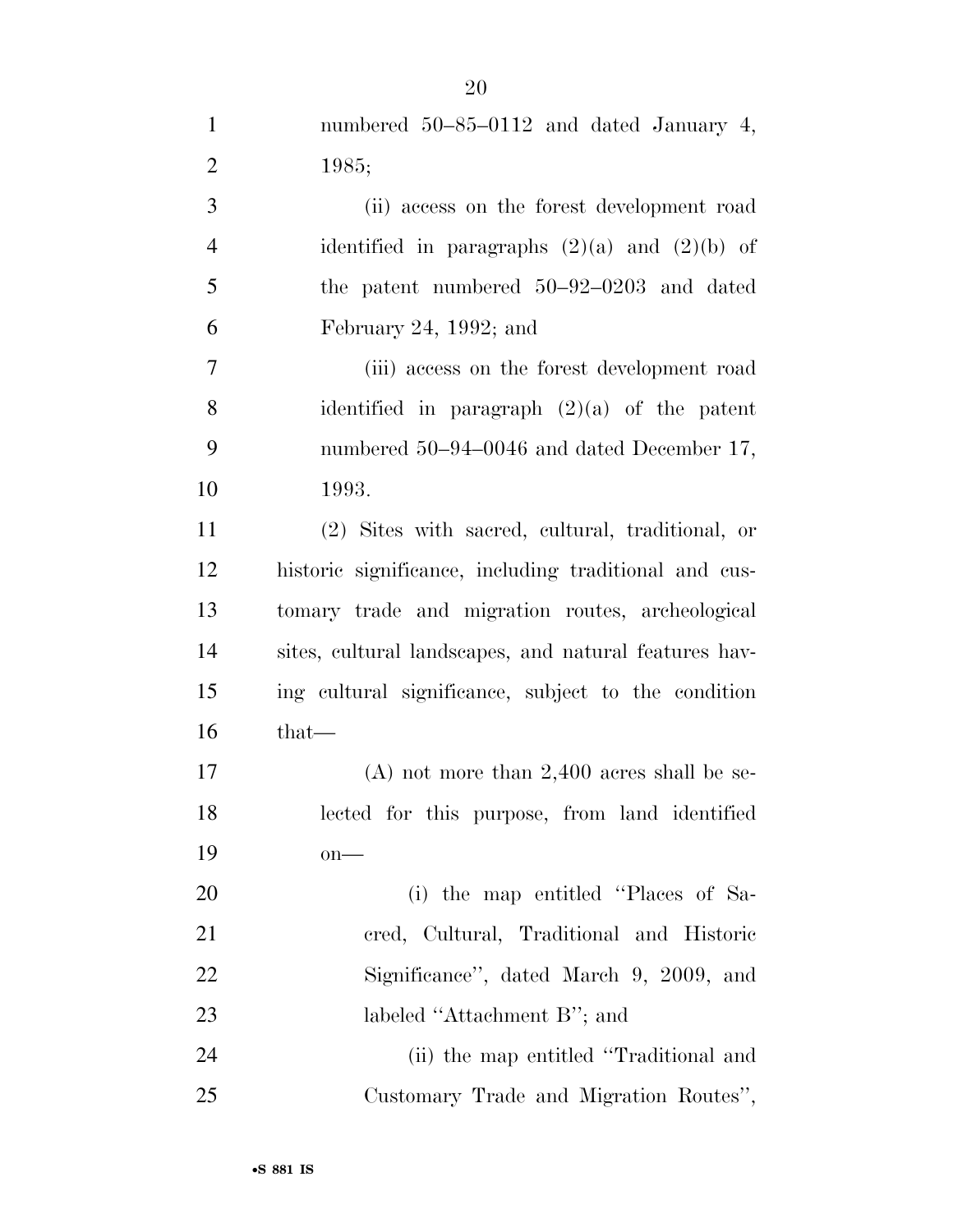numbered 50–85–0112 and dated January 4, 1985;

(ii) access on the forest development road identified in paragraphs (2)(a) and (2)(b) of the patent numbered 50–92–0203 and dated February 24, 1992; and

(iii) access on the forest development road identified in paragraph (2)(a) of the patent numbered 50–94–0046 and dated December 17, 1993.

(2) Sites with sacred, cultural, traditional, or historic significance, including traditional and customary trade and migration routes, archeological sites, cultural landscapes, and natural features having cultural significance, subject to the condition that—

(A) not more than 2,400 acres shall be selected for this purpose, from land identified on—

(i) the map entitled ''Places of Sacred, Cultural, Traditional and Historic Significance'', dated March 9, 2009, and labeled ''Attachment B''; and

(ii) the map entitled ''Traditional and Customary Trade and Migration Routes'',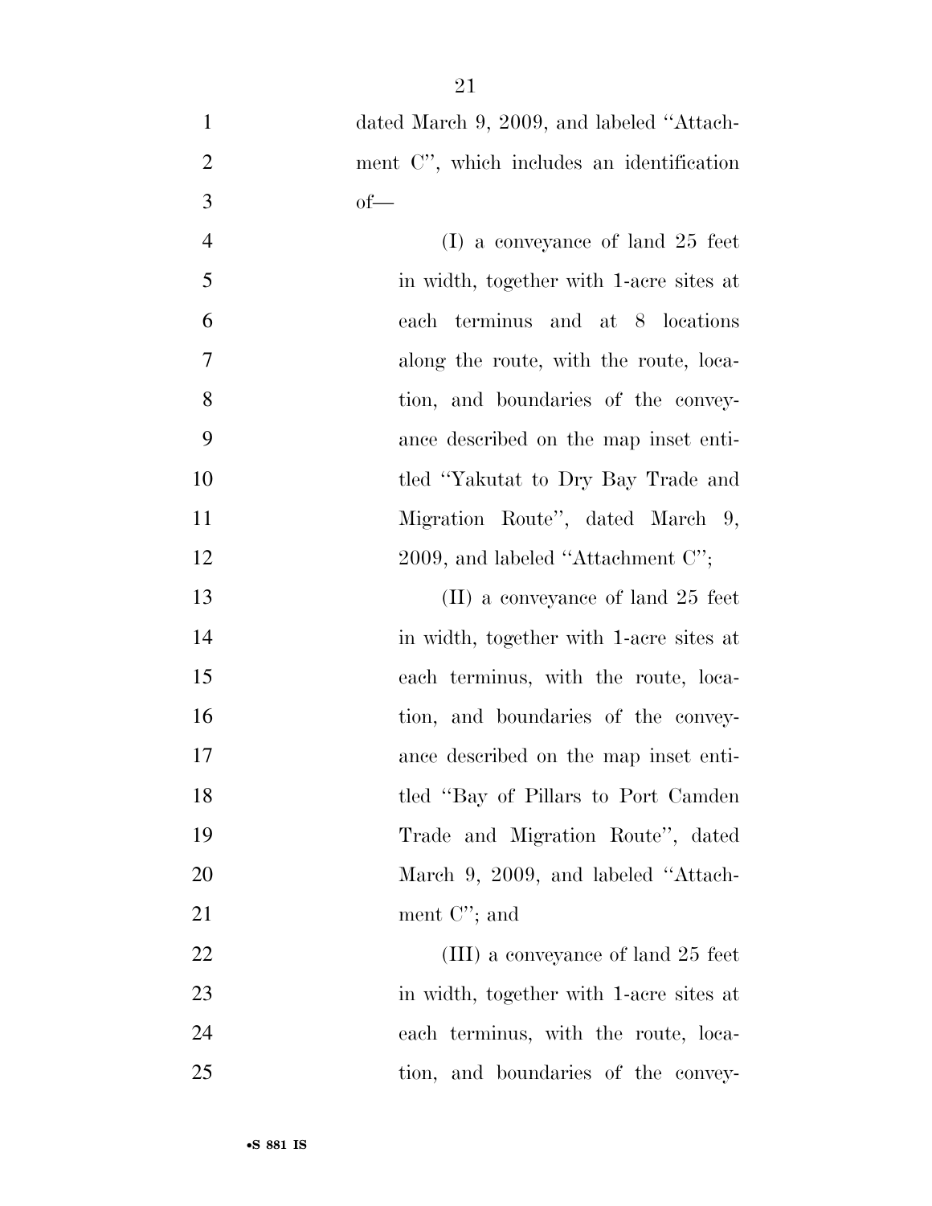dated March 9, 2009, and labeled ''Attachment C'', which includes an identification of—

(I) a conveyance of land 25 feet in width, together with 1-acre sites at each terminus and at 8 locations along the route, with the route, location, and boundaries of the conveyance described on the map inset entitled ''Yakutat to Dry Bay Trade and Migration Route'', dated March 9, 2009, and labeled ''Attachment C'';

(II) a conveyance of land 25 feet in width, together with 1-acre sites at each terminus, with the route, location, and boundaries of the conveyance described on the map inset entitled ''Bay of Pillars to Port Camden Trade and Migration Route'', dated March 9, 2009, and labeled ''Attachment C''; and

(III) a conveyance of land 25 feet in width, together with 1-acre sites at each terminus, with the route, location, and boundaries of the convey-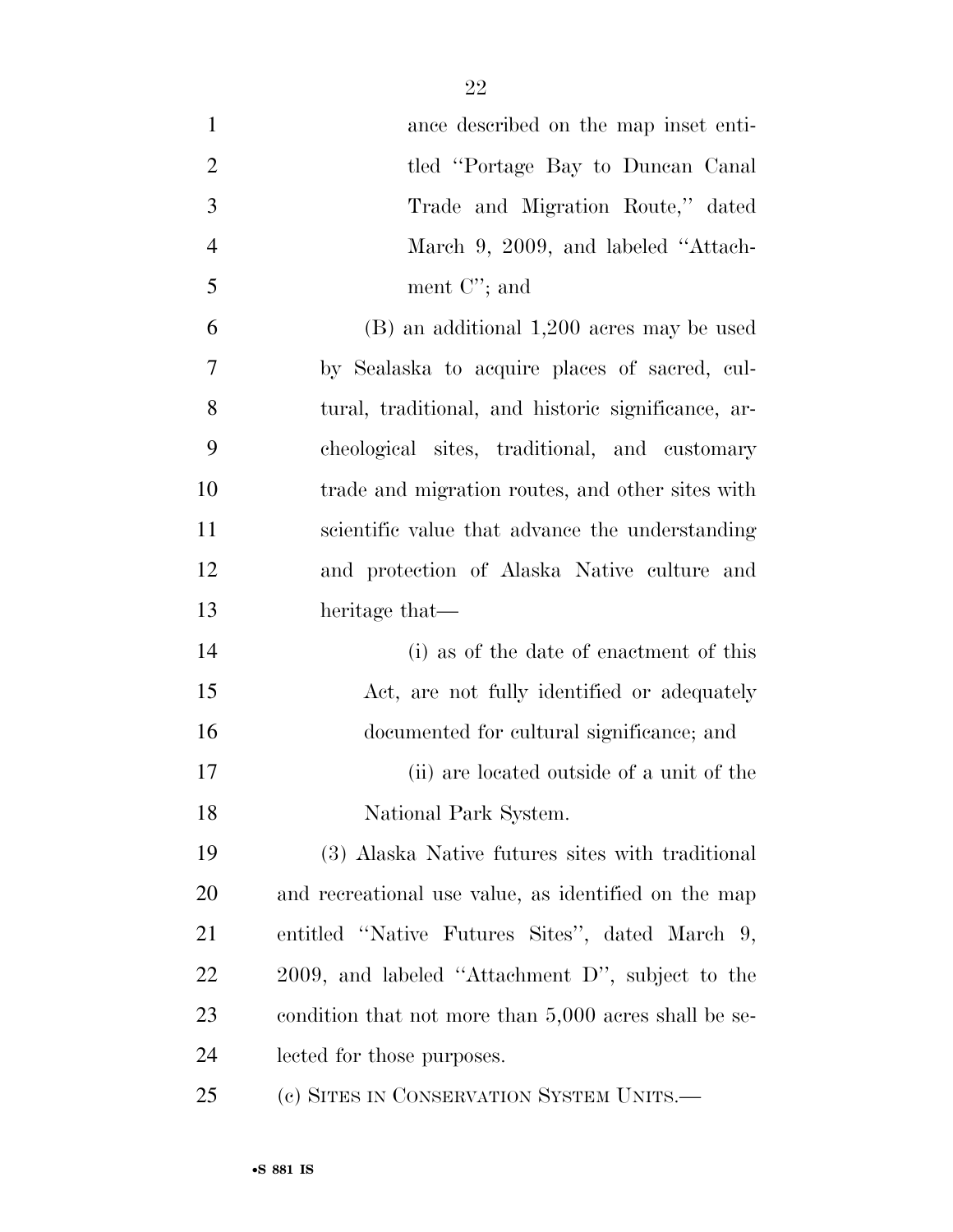ance described on the map inset entitled "Portage Bay to Duncan Canal Trade and Migration Route," dated March 9, 2009, and labeled "Attachment C"; and

(B) an additional 1,200 acres may be used by Sealaska to acquire places of sacred, cultural, traditional, and historic significance, archeological sites, traditional, and customary trade and migration routes, and other sites with scientific value that advance the understanding and protection of Alaska Native culture and heritage that—

(i) as of the date of enactment of this Act, are not fully identified or adequately documented for cultural significance; and

(ii) are located outside of a unit of the National Park System.

(3) Alaska Native futures sites with traditional and recreational use value, as identified on the map entitled "Native Futures Sites", dated March 9, 2009, and labeled "Attachment D", subject to the condition that not more than 5,000 acres shall be selected for those purposes.

(c) SITES IN CONSERVATION SYSTEM UNITS.—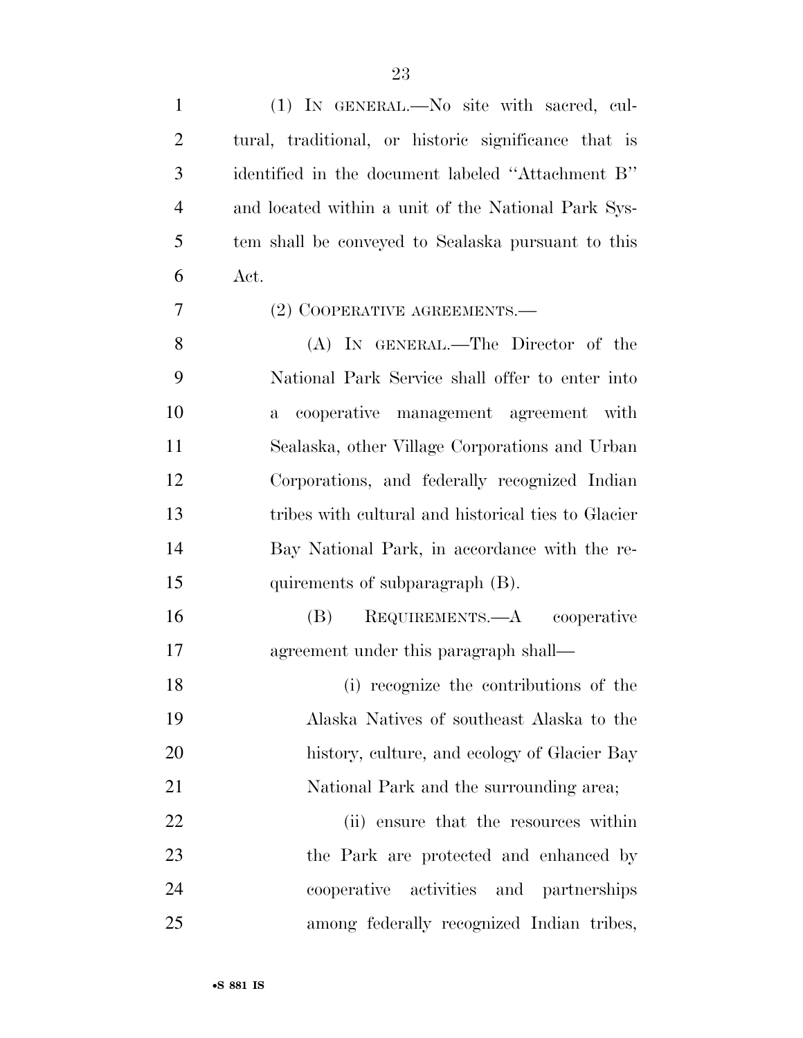(1) IN GENERAL.—No site with sacred, cultural, traditional, or historic significance that is identified in the document labeled ''Attachment B'' and located within a unit of the National Park System shall be conveyed to Sealaska pursuant to this Act.

(2) COOPERATIVE AGREEMENTS.—

(A) IN GENERAL.—The Director of the National Park Service shall offer to enter into a cooperative management agreement with Sealaska, other Village Corporations and Urban Corporations, and federally recognized Indian tribes with cultural and historical ties to Glacier Bay National Park, in accordance with the requirements of subparagraph (B).

(B) REQUIREMENTS.—A cooperative agreement under this paragraph shall—

(i) recognize the contributions of the Alaska Natives of southeast Alaska to the history, culture, and ecology of Glacier Bay National Park and the surrounding area;

(ii) ensure that the resources within the Park are protected and enhanced by cooperative activities and partnerships among federally recognized Indian tribes,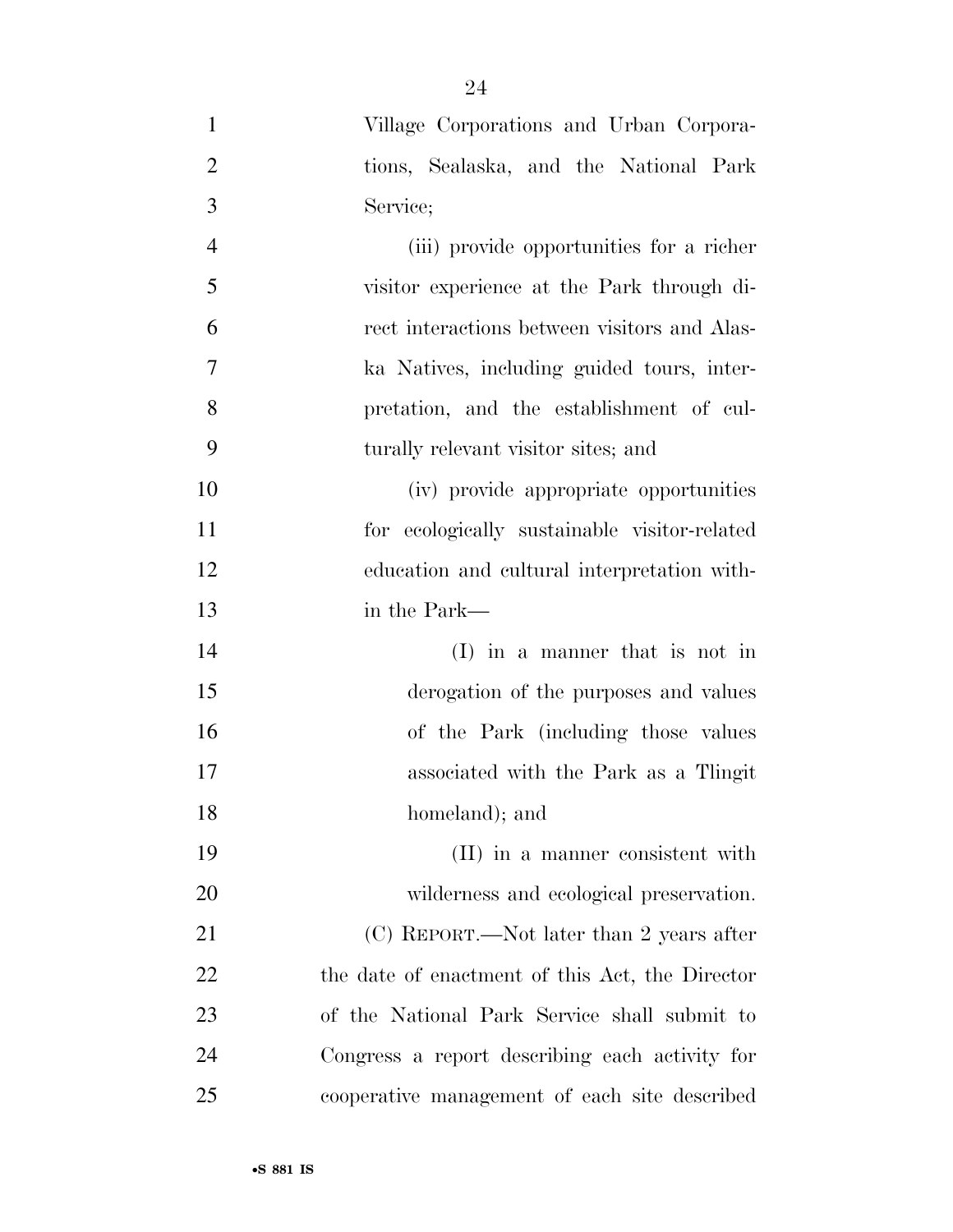Village Corporations and Urban Corporations, Sealaska, and the National Park Service;

(iii) provide opportunities for a richer visitor experience at the Park through direct interactions between visitors and Alaska Natives, including guided tours, interpretation, and the establishment of culturally relevant visitor sites; and

(iv) provide appropriate opportunities for ecologically sustainable visitor-related education and cultural interpretation within the Park—

(I) in a manner that is not in derogation of the purposes and values of the Park (including those values associated with the Park as a Tlingit homeland); and

(II) in a manner consistent with wilderness and ecological preservation.

(C) REPORT.—Not later than 2 years after the date of enactment of this Act, the Director of the National Park Service shall submit to Congress a report describing each activity for cooperative management of each site described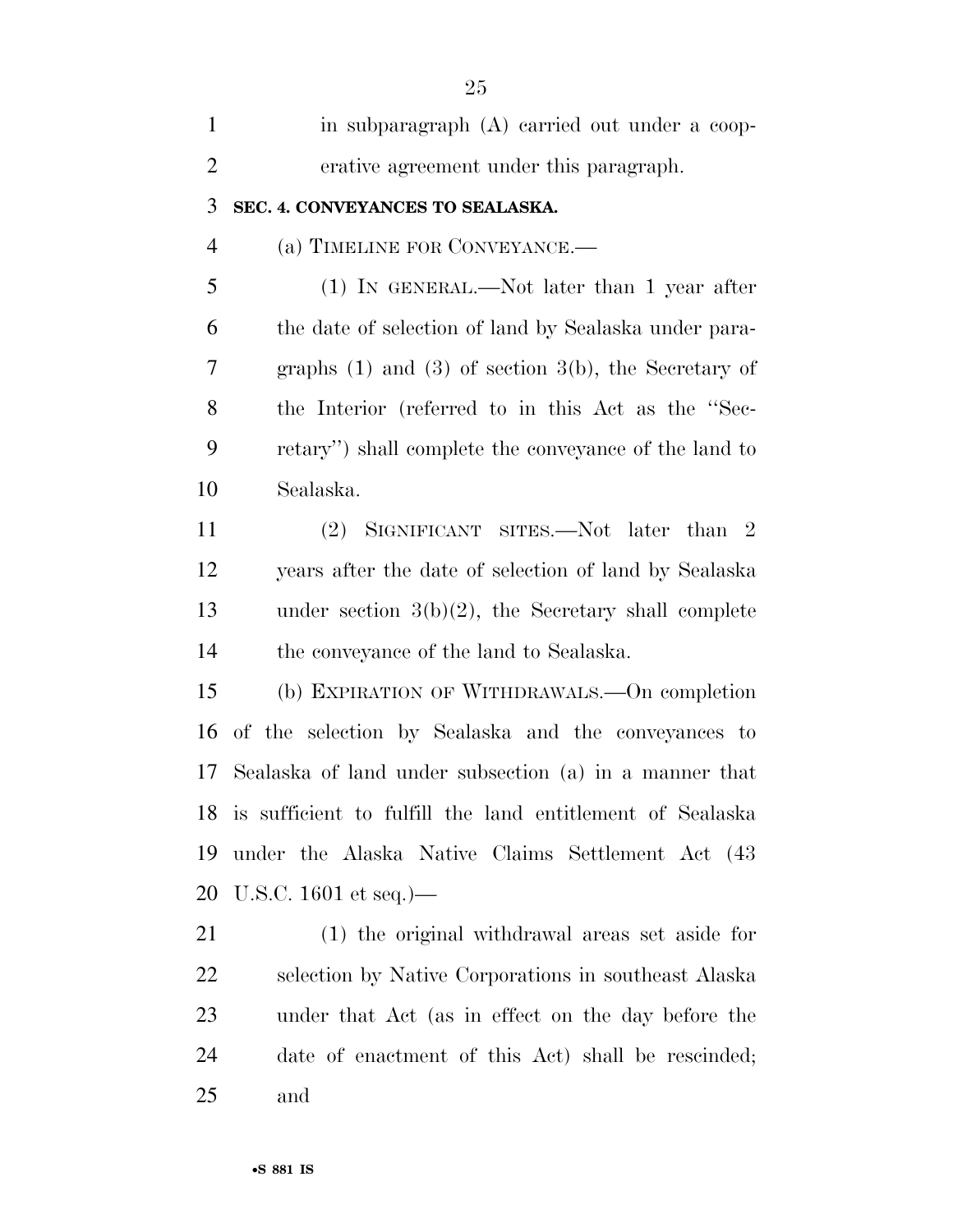in subparagraph (A) carried out under a cooperative agreement under this paragraph.

### SEC. 4. CONVEYANCES TO SEALASKA.

(a) TIMELINE FOR CONVEYANCE.—

(1) IN GENERAL.—Not later than 1 year after the date of selection of land by Sealaska under paragraphs (1) and (3) of section 3(b), the Secretary of the Interior (referred to in this Act as the "Secretary") shall complete the conveyance of the land to Sealaska.

(2) SIGNIFICANT SITES.—Not later than 2 years after the date of selection of land by Sealaska under section 3(b)(2), the Secretary shall complete the conveyance of the land to Sealaska.

(b) EXPIRATION OF WITHDRAWALS.—On completion of the selection by Sealaska and the conveyances to Sealaska of land under subsection (a) in a manner that is sufficient to fulfill the land entitlement of Sealaska under the Alaska Native Claims Settlement Act (43 U.S.C. 1601 et seq.)—

(1) the original withdrawal areas set aside for selection by Native Corporations in southeast Alaska under that Act (as in effect on the day before the date of enactment of this Act) shall be rescinded; and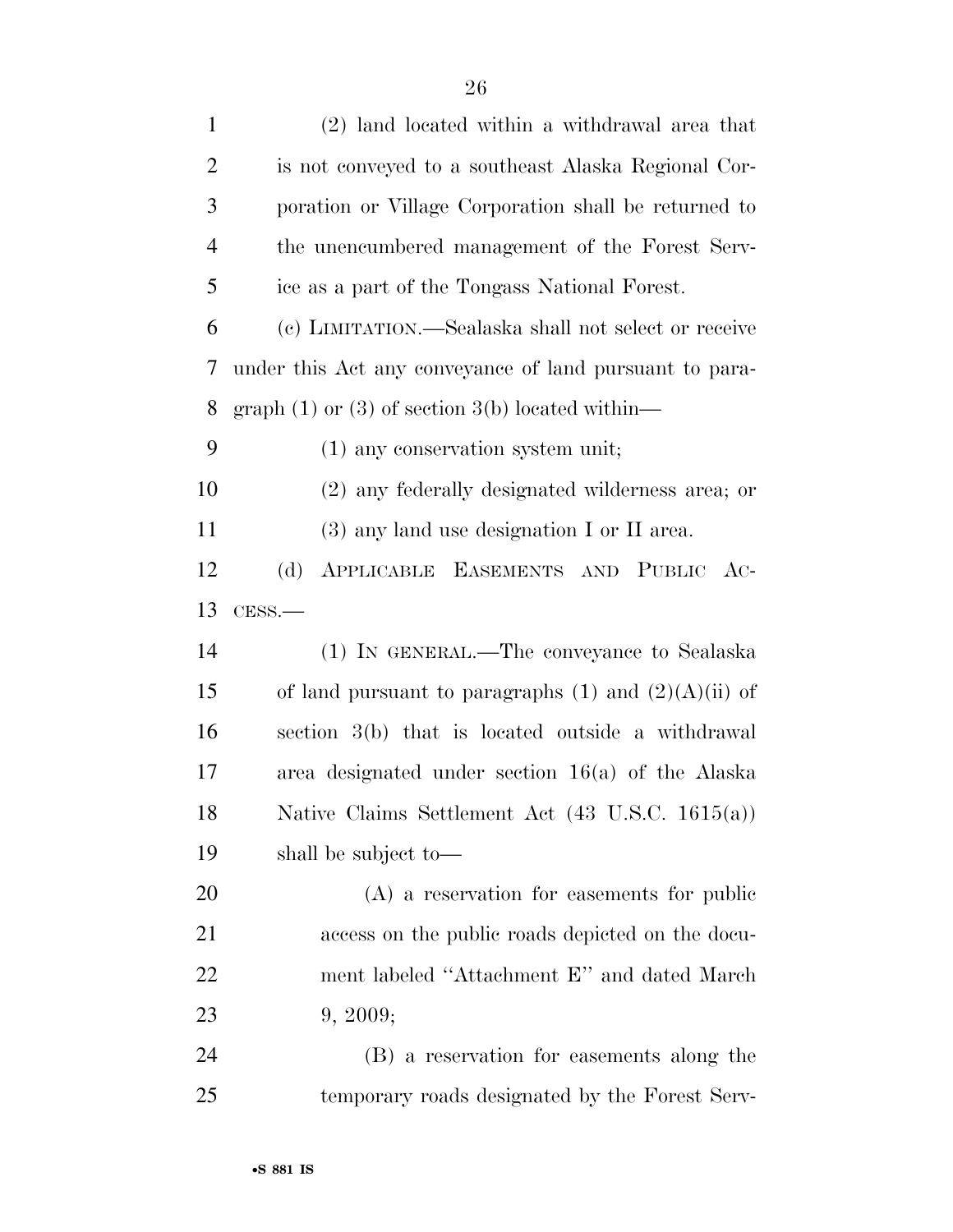(2) land located within a withdrawal area that is not conveyed to a southeast Alaska Regional Corporation or Village Corporation shall be returned to the unencumbered management of the Forest Service as a part of the Tongass National Forest.

(c) LIMITATION.—Sealaska shall not select or receive under this Act any conveyance of land pursuant to paragraph (1) or (3) of section 3(b) located within—

(1) any conservation system unit;

(2) any federally designated wilderness area; or

(3) any land use designation I or II area.

(d) APPLICABLE EASEMENTS AND PUBLIC ACCESS.—

(1) IN GENERAL.—The conveyance to Sealaska of land pursuant to paragraphs (1) and (2)(A)(ii) of section 3(b) that is located outside a withdrawal area designated under section 16(a) of the Alaska Native Claims Settlement Act (43 U.S.C. 1615(a)) shall be subject to—

(A) a reservation for easements for public access on the public roads depicted on the document labeled "Attachment E" and dated March 9, 2009;

(B) a reservation for easements along the temporary roads designated by the Forest Serv-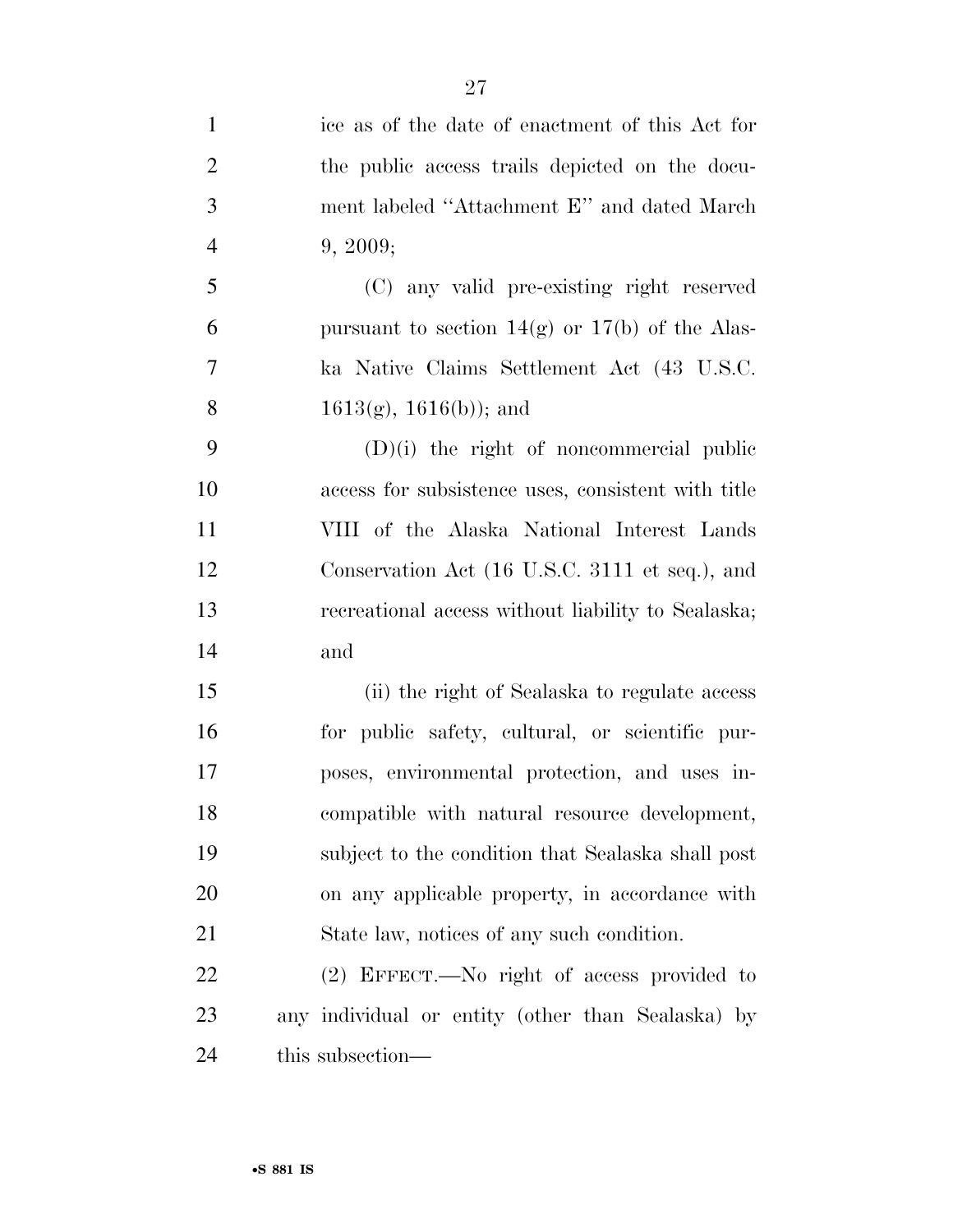ice as of the date of enactment of this Act for the public access trails depicted on the document labeled "Attachment E" and dated March 9, 2009;

(C) any valid pre-existing right reserved pursuant to section 14(g) or 17(b) of the Alaska Native Claims Settlement Act (43 U.S.C. 1613(g), 1616(b)); and

(D)(i) the right of noncommercial public access for subsistence uses, consistent with title VIII of the Alaska National Interest Lands Conservation Act (16 U.S.C. 3111 et seq.), and recreational access without liability to Sealaska; and

(ii) the right of Sealaska to regulate access for public safety, cultural, or scientific purposes, environmental protection, and uses incompatible with natural resource development, subject to the condition that Sealaska shall post on any applicable property, in accordance with State law, notices of any such condition.

(2) EFFECT.—No right of access provided to any individual or entity (other than Sealaska) by this subsection—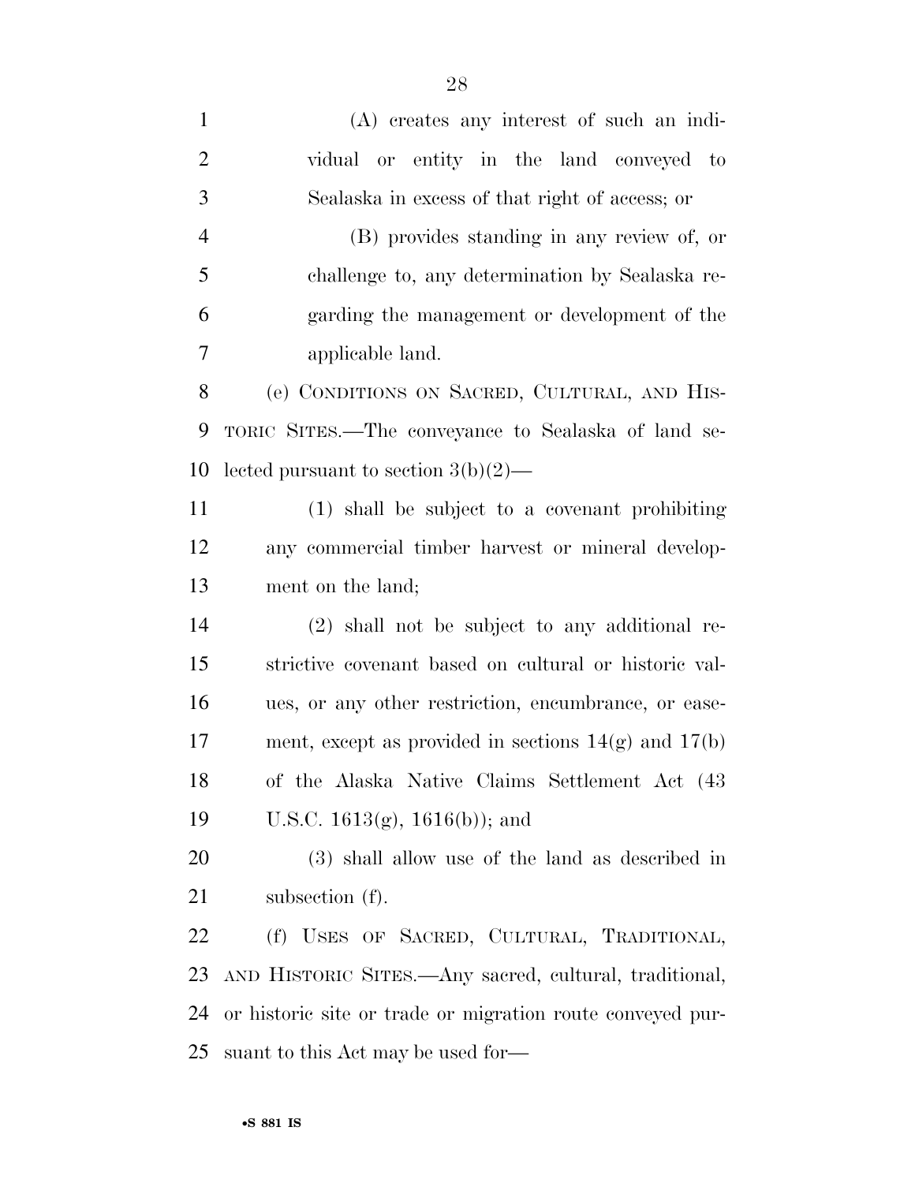(A) creates any interest of such an individual or entity in the land conveyed to Sealaska in excess of that right of access; or

(B) provides standing in any review of, or challenge to, any determination by Sealaska regarding the management or development of the applicable land.

(e) CONDITIONS ON SACRED, CULTURAL, AND HISTORIC SITES.—The conveyance to Sealaska of land selected pursuant to section 3(b)(2)—

(1) shall be subject to a covenant prohibiting any commercial timber harvest or mineral development on the land;

(2) shall not be subject to any additional restrictive covenant based on cultural or historic values, or any other restriction, encumbrance, or easement, except as provided in sections 14(g) and 17(b) of the Alaska Native Claims Settlement Act (43 U.S.C. 1613(g), 1616(b)); and

(3) shall allow use of the land as described in subsection (f).

(f) USES OF SACRED, CULTURAL, TRADITIONAL, AND HISTORIC SITES.—Any sacred, cultural, traditional, or historic site or trade or migration route conveyed pursuant to this Act may be used for—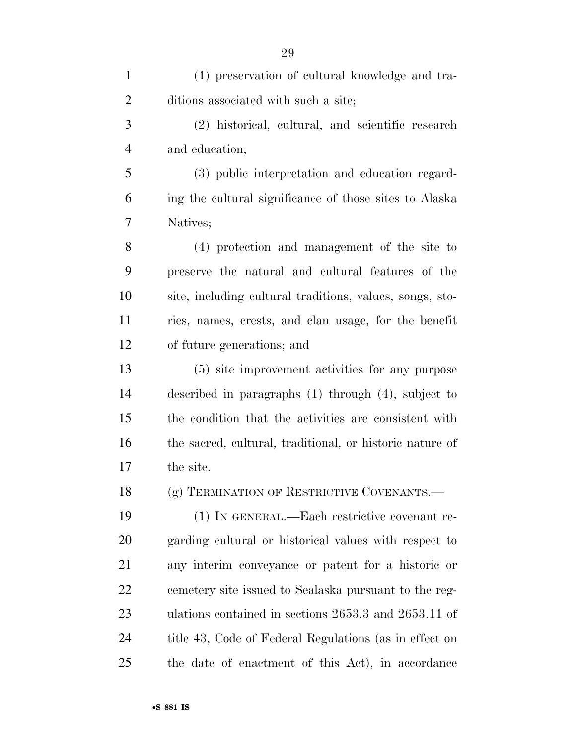(1) preservation of cultural knowledge and traditions associated with such a site;

(2) historical, cultural, and scientific research and education;

(3) public interpretation and education regarding the cultural significance of those sites to Alaska Natives;

(4) protection and management of the site to preserve the natural and cultural features of the site, including cultural traditions, values, songs, stories, names, crests, and clan usage, for the benefit of future generations; and

(5) site improvement activities for any purpose described in paragraphs (1) through (4), subject to the condition that the activities are consistent with the sacred, cultural, traditional, or historic nature of the site.

(g) TERMINATION OF RESTRICTIVE COVENANTS.—

(1) IN GENERAL.—Each restrictive covenant regarding cultural or historical values with respect to any interim conveyance or patent for a historic or cemetery site issued to Sealaska pursuant to the regulations contained in sections 2653.3 and 2653.11 of title 43, Code of Federal Regulations (as in effect on the date of enactment of this Act), in accordance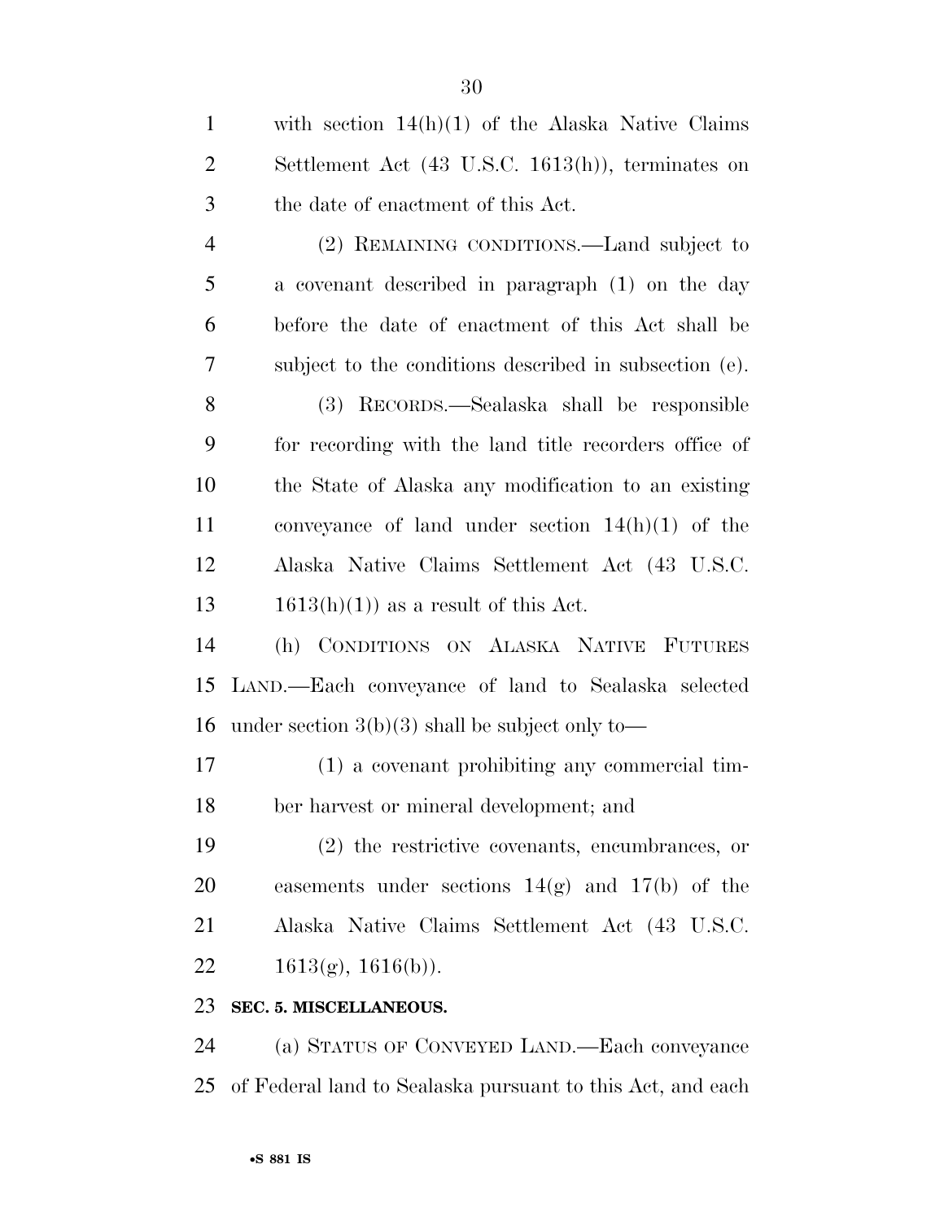with section 14(h)(1) of the Alaska Native Claims Settlement Act (43 U.S.C. 1613(h)), terminates on the date of enactment of this Act.

(2) REMAINING CONDITIONS.—Land subject to a covenant described in paragraph (1) on the day before the date of enactment of this Act shall be subject to the conditions described in subsection (e).

(3) RECORDS.—Sealaska shall be responsible for recording with the land title recorders office of the State of Alaska any modification to an existing conveyance of land under section 14(h)(1) of the Alaska Native Claims Settlement Act (43 U.S.C. 1613(h)(1)) as a result of this Act.

(h) CONDITIONS ON ALASKA NATIVE FUTURES LAND.—Each conveyance of land to Sealaska selected under section 3(b)(3) shall be subject only to—

(1) a covenant prohibiting any commercial timber harvest or mineral development; and

(2) the restrictive covenants, encumbrances, or easements under sections 14(g) and 17(b) of the Alaska Native Claims Settlement Act (43 U.S.C. 1613(g), 1616(b)).

**SEC. 5. MISCELLANEOUS.**

(a) STATUS OF CONVEYED LAND.—Each conveyance of Federal land to Sealaska pursuant to this Act, and each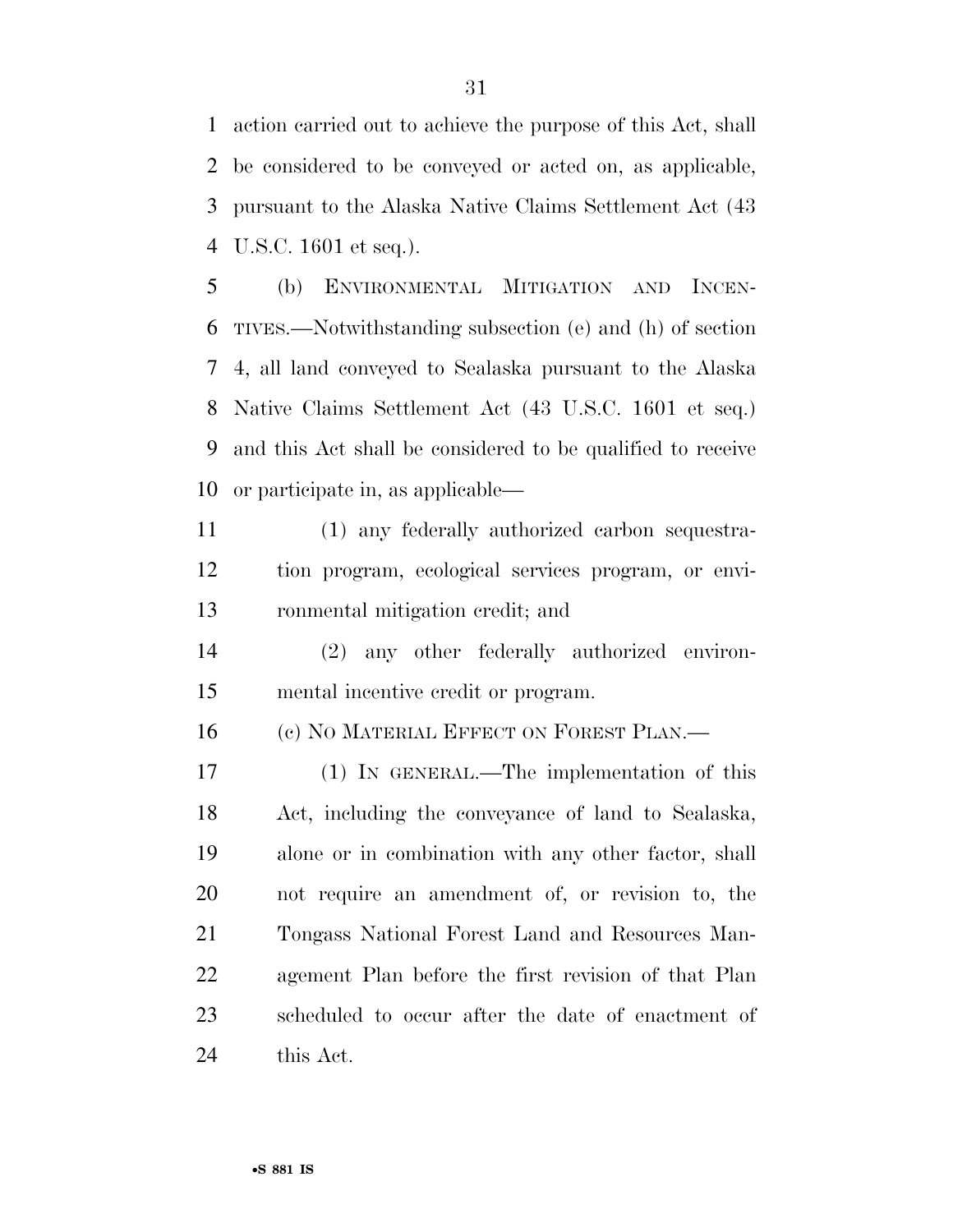action carried out to achieve the purpose of this Act, shall be considered to be conveyed or acted on, as applicable, pursuant to the Alaska Native Claims Settlement Act (43 U.S.C. 1601 et seq.).

(b) ENVIRONMENTAL MITIGATION AND INCENTIVES.—Notwithstanding subsection (e) and (h) of section 4, all land conveyed to Sealaska pursuant to the Alaska Native Claims Settlement Act (43 U.S.C. 1601 et seq.) and this Act shall be considered to be qualified to receive or participate in, as applicable—

(1) any federally authorized carbon sequestration program, ecological services program, or environmental mitigation credit; and

(2) any other federally authorized environmental incentive credit or program.

(c) NO MATERIAL EFFECT ON FOREST PLAN.—

(1) IN GENERAL.—The implementation of this Act, including the conveyance of land to Sealaska, alone or in combination with any other factor, shall not require an amendment of, or revision to, the Tongass National Forest Land and Resources Management Plan before the first revision of that Plan scheduled to occur after the date of enactment of this Act.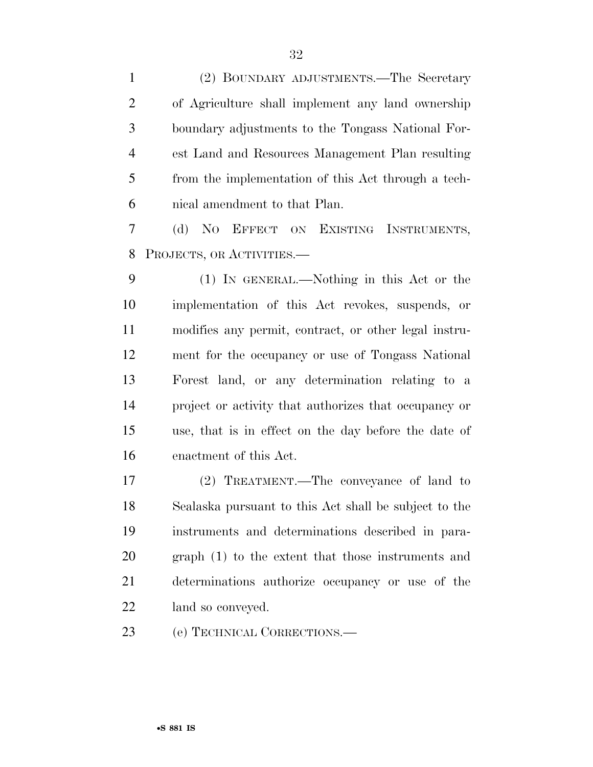(2) BOUNDARY ADJUSTMENTS.—The Secretary of Agriculture shall implement any land ownership boundary adjustments to the Tongass National Forest Land and Resources Management Plan resulting from the implementation of this Act through a technical amendment to that Plan.

(d) NO EFFECT ON EXISTING INSTRUMENTS, PROJECTS, OR ACTIVITIES.—

(1) IN GENERAL.—Nothing in this Act or the implementation of this Act revokes, suspends, or modifies any permit, contract, or other legal instrument for the occupancy or use of Tongass National Forest land, or any determination relating to a project or activity that authorizes that occupancy or use, that is in effect on the day before the date of enactment of this Act.

(2) TREATMENT.—The conveyance of land to Sealaska pursuant to this Act shall be subject to the instruments and determinations described in paragraph (1) to the extent that those instruments and determinations authorize occupancy or use of the land so conveyed.

(e) TECHNICAL CORRECTIONS.—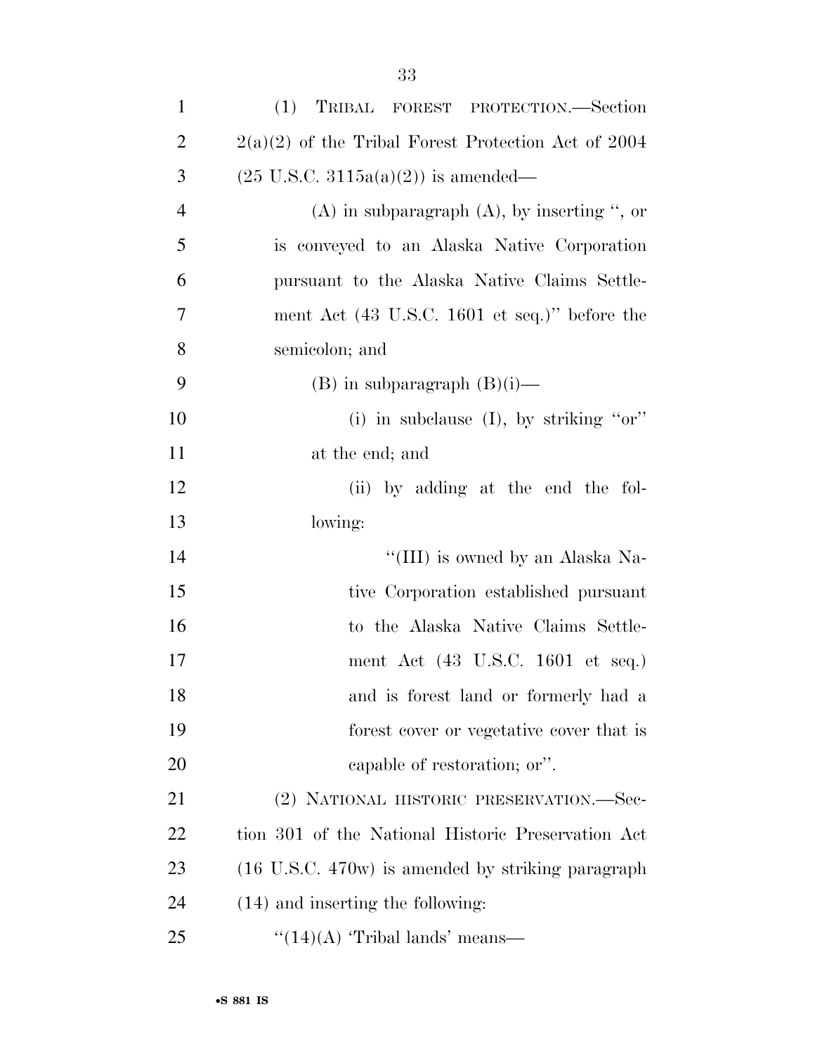(1) TRIBAL FOREST PROTECTION.—Section 2(a)(2) of the Tribal Forest Protection Act of 2004 (25 U.S.C. 3115a(a)(2)) is amended—

(A) in subparagraph (A), by inserting '', or is conveyed to an Alaska Native Corporation pursuant to the Alaska Native Claims Settlement Act (43 U.S.C. 1601 et seq.)'' before the semicolon; and

(B) in subparagraph (B)(i)—

(i) in subclause (I), by striking ''or'' at the end; and

(ii) by adding at the end the following:

''(III) is owned by an Alaska Native Corporation established pursuant to the Alaska Native Claims Settlement Act (43 U.S.C. 1601 et seq.) and is forest land or formerly had a forest cover or vegetative cover that is capable of restoration; or''.

(2) NATIONAL HISTORIC PRESERVATION.—Section 301 of the National Historic Preservation Act (16 U.S.C. 470w) is amended by striking paragraph (14) and inserting the following:

''(14)(A) 'Tribal lands' means—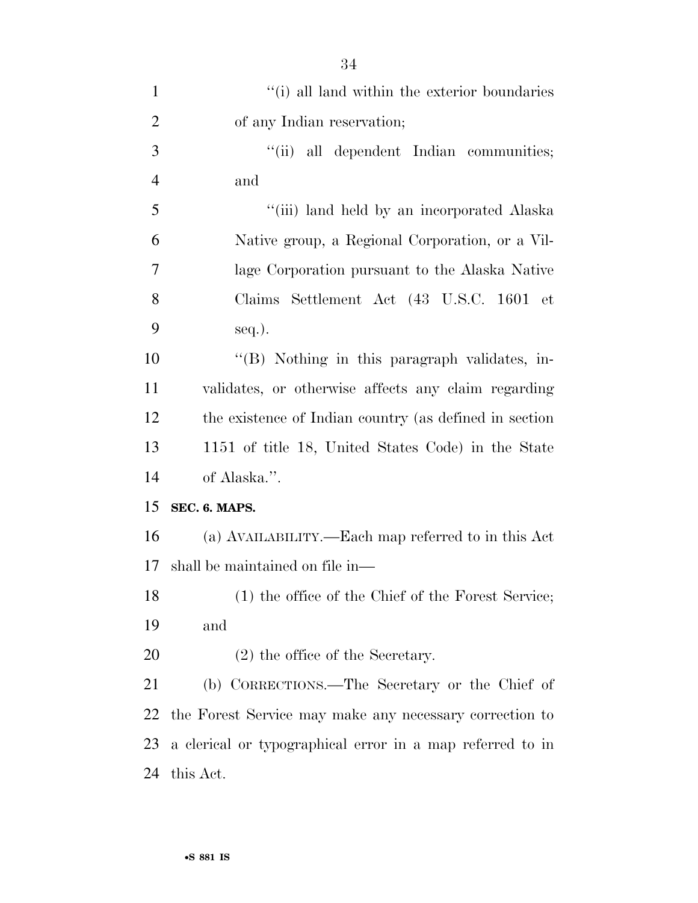"(i) all land within the exterior boundaries of any Indian reservation;

"(ii) all dependent Indian communities; and

"(iii) land held by an incorporated Alaska Native group, a Regional Corporation, or a Village Corporation pursuant to the Alaska Native Claims Settlement Act (43 U.S.C. 1601 et seq.).

"(B) Nothing in this paragraph validates, invalidates, or otherwise affects any claim regarding the existence of Indian country (as defined in section 1151 of title 18, United States Code) in the State of Alaska.".

**SEC. 6. MAPS.**

(a) AVAILABILITY.—Each map referred to in this Act shall be maintained on file in—

(1) the office of the Chief of the Forest Service; and

(2) the office of the Secretary.

(b) CORRECTIONS.—The Secretary or the Chief of the Forest Service may make any necessary correction to a clerical or typographical error in a map referred to in this Act.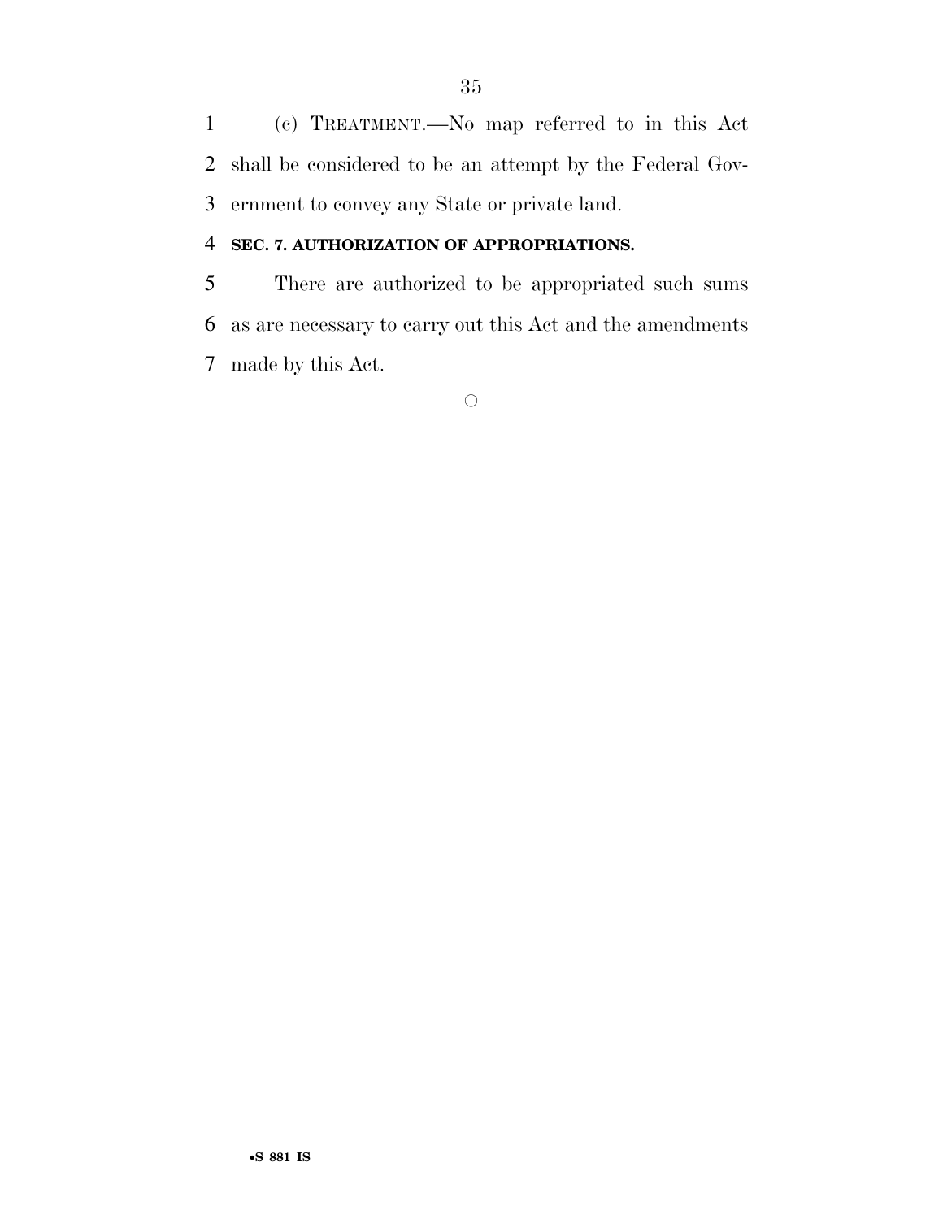(c) TREATMENT.—No map referred to in this Act shall be considered to be an attempt by the Federal Government to convey any State or private land.

### SEC. 7. AUTHORIZATION OF APPROPRIATIONS.

There are authorized to be appropriated such sums as are necessary to carry out this Act and the amendments made by this Act.

○